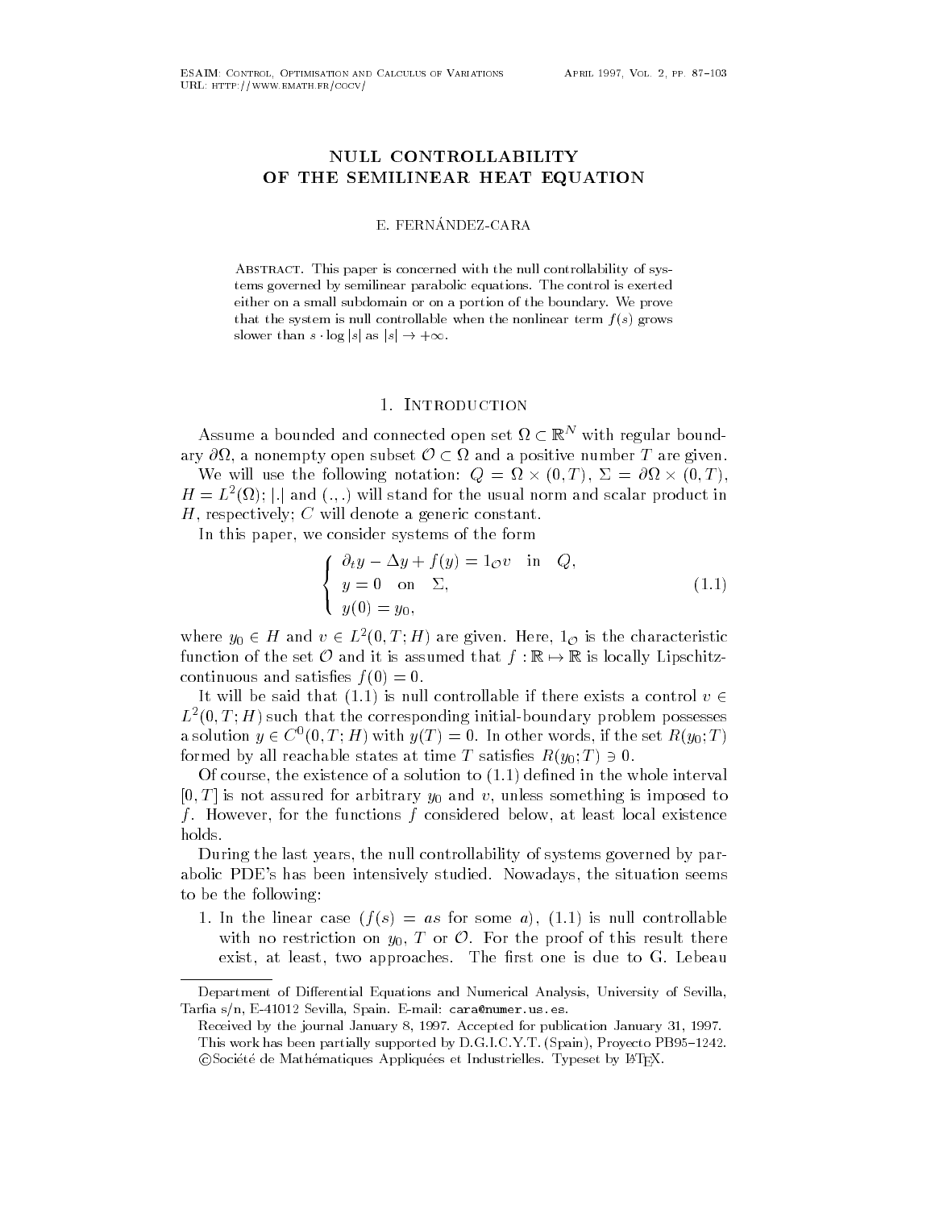# NULL CONTROLLABILITY OF THE SEMILINEAR HEAT EQUATION

E. FERNÁNDEZ-CARA

ABSTRACT. This paper is concerned with the null controllability of systems governed by semilinear parabolic equations. The control is exerted either on a small subdomain or on a portion of the boundary. We prove that the system is null controllable when the nonlinear term $f(s)$ grows slower than $s \cdot \log|s|$ as $|s| \to +\infty$.

## 1. Introduction

Assume a bounded and connected open set $\Omega \subset \mathbb{R}^N$ with regular boundary $\partial\Omega$, a nonempty open subset $\mathcal{O} \subset \Omega$ and a positive number $T$ are given.

We will use the following notation: $Q = \Omega \times (0, T)$, $\Sigma = \partial\Omega \times (0, T)$, $H = L^2(\Omega)$; $|.|$ and $(.,.)$ will stand for the usual norm and scalar product in $H$, respectively; $C$ will denote a generic constant.

In this paper, we consider systems of the form

$$\begin{cases} \partial_t y - \Delta y + f(y) = 1_{\mathcal{O}} v \quad \text{in} \quad Q, \\ y = 0 \quad \text{on} \quad \Sigma, \\ y(0) = y_0, \end{cases} \tag{1.1}$$

where $y_0 \in H$ and $v \in L^2(0, T; H)$ are given. Here, $1_{\mathcal{O}}$ is the characteristic function of the set $\mathcal{O}$ and it is assumed that $f : \mathbb{R} \mapsto \mathbb{R}$ is locally Lipschitz-continuous and satisfies $f(0) = 0$.

It will be said that (1.1) is null controllable if there exists a control $v \in L^2(0, T; H)$ such that the corresponding initial-boundary problem possesses a solution $y \in C^0(0, T; H)$ with $y(T) = 0$. In other words, if the set $R(y_0; T)$ formed by all reachable states at time $T$ satisfies $R(y_0; T) \ni 0$.

Of course, the existence of a solution to (1.1) defined in the whole interval $[0, T]$ is not assured for arbitrary $y_0$ and $v$, unless something is imposed to $f$. However, for the functions $f$ considered below, at least local existence holds.

During the last years, the null controllability of systems governed by parabolic PDE's has been intensively studied. Nowadays, the situation seems to be the following:

1. In the linear case ($f(s) = as$ for some $a$), (1.1) is null controllable with no restriction on $y_0$, $T$ or $\mathcal{O}$. For the proof of this result there exist, at least, two approaches. The first one is due to G. Lebeau

---

Department of Differential Equations and Numerical Analysis, University of Sevilla, Tarfia s/n, E-41012 Sevilla, Spain. E-mail: cara@numer.us.es.

Received by the journal January 8, 1997. Accepted for publication January 31, 1997.

This work has been partially supported by D.G.I.C.Y.T. (Spain), Proyecto PB95–1242.

©Société de Mathématiques Appliquées et Industrielles. Typeset by LaTeX.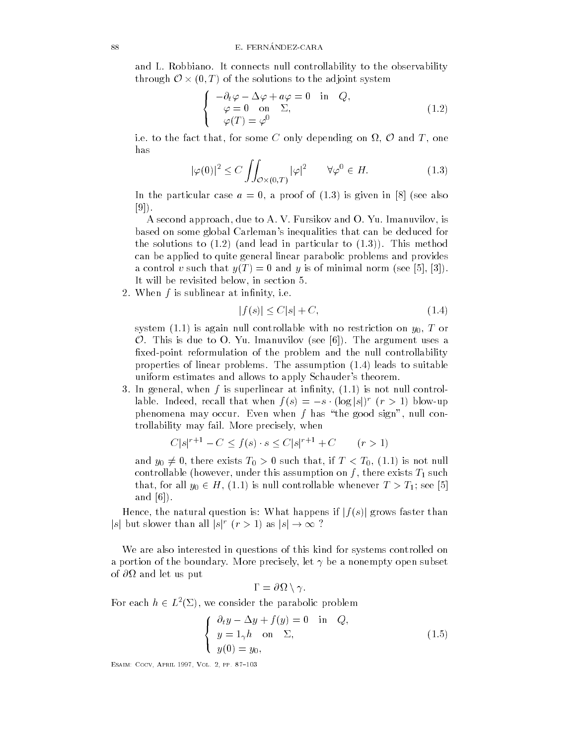and L. Robbiano. It connects null controllability to the observability through $\mathcal{O} \times (0,T)$ of the solutions to the adjoint system

$$\begin{cases} -\partial_t \varphi - \Delta\varphi + a\varphi = 0 \quad \text{in} \quad Q, \\ \varphi = 0 \quad \text{on} \quad \Sigma, \\ \varphi(T) = \varphi^0 \end{cases} \tag{1.2}$$

i.e. to the fact that, for some $C$ only depending on $\Omega$, $\mathcal{O}$ and $T$, one has

$$|\varphi(0)|^2 \leq C \iint_{\mathcal{O}\times(0,T)} |\varphi|^2 \qquad \forall \varphi^0 \in H. \tag{1.3}$$

In the particular case $a = 0$, a proof of (1.3) is given in [8] (see also [9]).

A second approach, due to A. V. Fursikov and O. Yu. Imanuvilov, is based on some global Carleman's inequalities that can be deduced for the solutions to (1.2) (and lead in particular to (1.3)). This method can be applied to quite general linear parabolic problems and provides a control $v$ such that $y(T) = 0$ and $y$ is of minimal norm (see [5], [3]). It will be revisited below, in section 5.

2. When $f$ is sublinear at infinity, i.e.

$$|f(s)| \leq C|s| + C, \tag{1.4}$$

system (1.1) is again null controllable with no restriction on $y_0$, $T$ or $\mathcal{O}$. This is due to O. Yu. Imanuvilov (see [6]). The argument uses a fixed-point reformulation of the problem and the null controllability properties of linear problems. The assumption (1.4) leads to suitable uniform estimates and allows to apply Schauder's theorem.

3. In general, when $f$ is superlinear at infinity, (1.1) is not null controllable. Indeed, recall that when $f(s) = -s \cdot (\log|s|)^r$ $(r > 1)$ blow-up phenomena may occur. Even when $f$ has "the good sign", null controllability may fail. More precisely, when

$$C|s|^{r+1} - C \leq f(s)\cdot s \leq C|s|^{r+1} + C \qquad (r > 1)$$

and $y_0 \neq 0$, there exists $T_0 > 0$ such that, if $T < T_0$, (1.1) is not null controllable (however, under this assumption on $f$, there exists $T_1$ such that, for all $y_0 \in H$, (1.1) is null controllable whenever $T > T_1$; see [5] and [6]).

Hence, the natural question is: What happens if $|f(s)|$ grows faster than $|s|$ but slower than all $|s|^r$ $(r > 1)$ as $|s| \to \infty$ ?

We are also interested in questions of this kind for systems controlled on a portion of the boundary. More precisely, let $\gamma$ be a nonempty open subset of $\partial\Omega$ and let us put

$$\Gamma = \partial\Omega \setminus \gamma.$$

For each $h \in L^2(\Sigma)$, we consider the parabolic problem

$$\begin{cases} \partial_t y - \Delta y + f(y) = 0 \quad \text{in} \quad Q, \\ y = 1_\gamma h \quad \text{on} \quad \Sigma, \\ y(0) = y_0, \end{cases} \tag{1.5}$$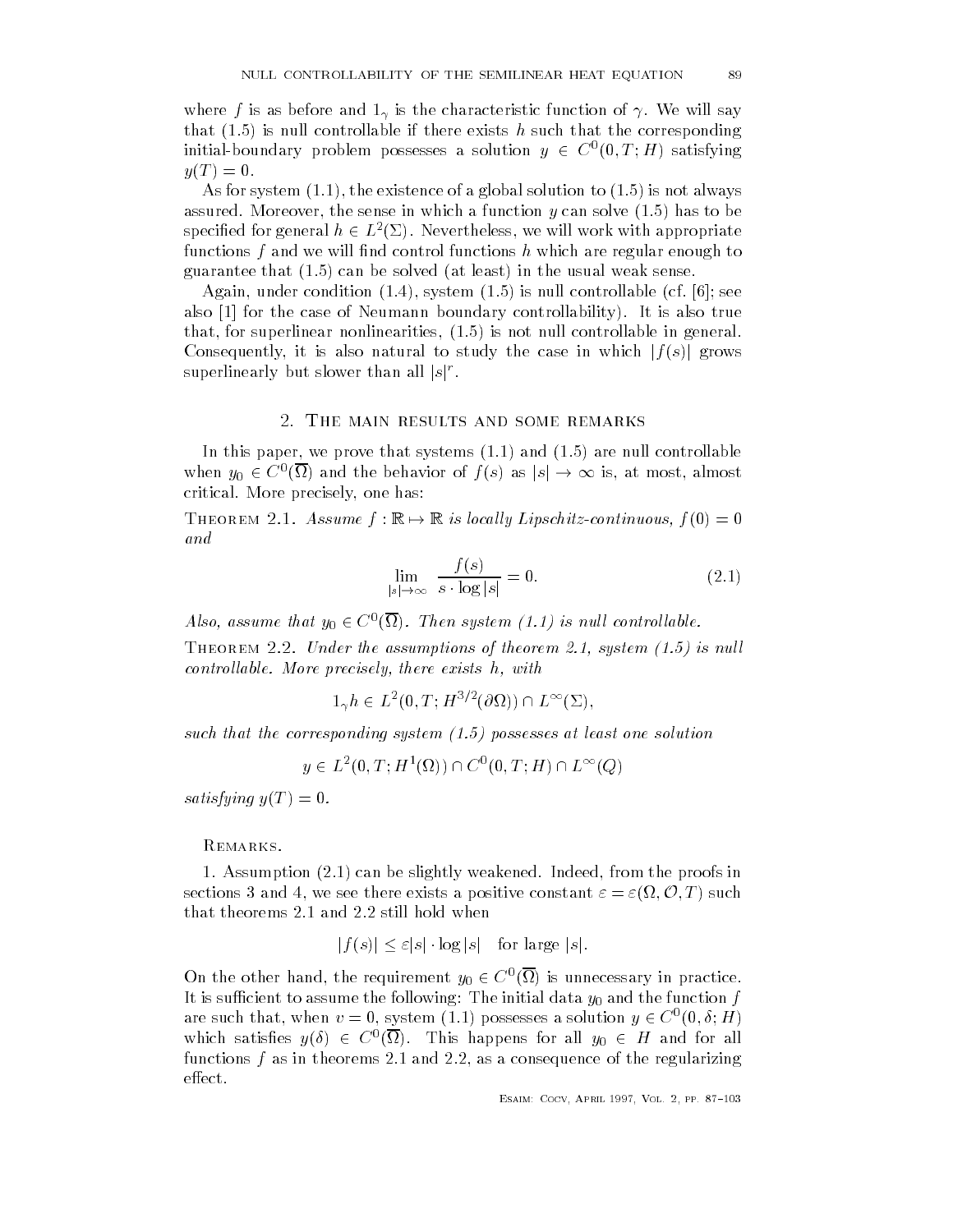where $f$ is as before and $1_\gamma$ is the characteristic function of $\gamma$. We will say that (1.5) is null controllable if there exists $h$ such that the corresponding initial-boundary problem possesses a solution $y \in C^0(0,T;H)$ satisfying $y(T) = 0$.

As for system (1.1), the existence of a global solution to (1.5) is not always assured. Moreover, the sense in which a function $y$ can solve (1.5) has to be specified for general $h \in L^2(\Sigma)$. Nevertheless, we will work with appropriate functions $f$ and we will find control functions $h$ which are regular enough to guarantee that (1.5) can be solved (at least) in the usual weak sense.

Again, under condition (1.4), system (1.5) is null controllable (cf. [6]; see also [1] for the case of Neumann boundary controllability). It is also true that, for superlinear nonlinearities, (1.5) is not null controllable in general. Consequently, it is also natural to study the case in which $|f(s)|$ grows superlinearly but slower than all $|s|^r$.

## 2. The main results and some remarks

In this paper, we prove that systems (1.1) and (1.5) are null controllable when $y_0 \in C^0(\overline{\Omega})$ and the behavior of $f(s)$ as $|s| \to \infty$ is, at most, almost critical. More precisely, one has:

Theorem 2.1. *Assume $f : \mathbb{R} \mapsto \mathbb{R}$ is locally Lipschitz-continuous, $f(0) = 0$ and*

$$\lim_{|s| \to \infty} \frac{f(s)}{s \cdot \log |s|} = 0. \tag{2.1}$$

*Also, assume that $y_0 \in C^0(\overline{\Omega})$. Then system (1.1) is null controllable.*

Theorem 2.2. *Under the assumptions of theorem 2.1, system (1.5) is null controllable. More precisely, there exists $h$, with*

$$1_\gamma h \in L^2(0,T;H^{3/2}(\partial\Omega)) \cap L^\infty(\Sigma),$$

*such that the corresponding system (1.5) possesses at least one solution*

$$y \in L^2(0,T;H^1(\Omega)) \cap C^0(0,T;H) \cap L^\infty(Q)$$

*satisfying $y(T) = 0$.*

Remarks.

1. Assumption (2.1) can be slightly weakened. Indeed, from the proofs in sections 3 and 4, we see there exists a positive constant $\varepsilon = \varepsilon(\Omega, \mathcal{O}, T)$ such that theorems 2.1 and 2.2 still hold when

$$|f(s)| \leq \varepsilon |s| \cdot \log |s| \quad \text{for large } |s|.$$

On the other hand, the requirement $y_0 \in C^0(\overline{\Omega})$ is unnecessary in practice. It is sufficient to assume the following: The initial data $y_0$ and the function $f$ are such that, when $v = 0$, system (1.1) possesses a solution $y \in C^0(0, \delta; H)$ which satisfies $y(\delta) \in C^0(\overline{\Omega})$. This happens for all $y_0 \in H$ and for all functions $f$ as in theorems 2.1 and 2.2, as a consequence of the regularizing effect.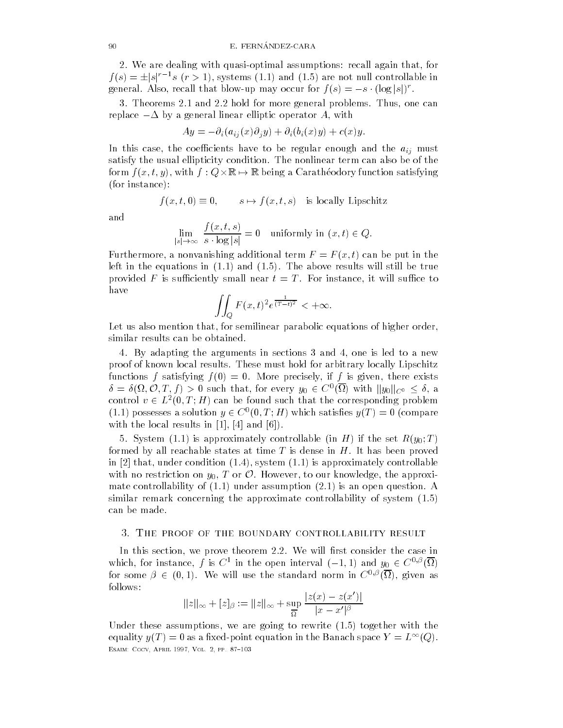2. We are dealing with quasi-optimal assumptions: recall again that, for $f(s) = \pm|s|^{r-1}s$ ($r > 1$), systems (1.1) and (1.5) are not null controllable in general. Also, recall that blow-up may occur for $f(s) = -s \cdot (\log|s|)^r$.

3. Theorems 2.1 and 2.2 hold for more general problems. Thus, one can replace $-\Delta$ by a general linear elliptic operator $A$, with

$$Ay = -\partial_i(a_{ij}(x)\partial_j y) + \partial_i(b_i(x)y) + c(x)y.$$

In this case, the coefficients have to be regular enough and the $a_{ij}$ must satisfy the usual ellipticity condition. The nonlinear term can also be of the form $f(x,t,y)$, with $f : Q \times \mathbb{R} \mapsto \mathbb{R}$ being a Carathéodory function satisfying (for instance):

$$f(x,t,0) \equiv 0, \qquad s \mapsto f(x,t,s) \quad \text{is locally Lipschitz}$$

and

$$\lim_{|s|\to\infty} \frac{f(x,t,s)}{s \cdot \log|s|} = 0 \quad \text{uniformly in } (x,t) \in Q.$$

Furthermore, a nonvanishing additional term $F = F(x,t)$ can be put in the left in the equations in (1.1) and (1.5). The above results will still be true provided $F$ is sufficiently small near $t = T$. For instance, it will suffice to have

$$\iint_Q F(x,t)^2 e^{\frac{1}{(T-t)^2}} < +\infty.$$

Let us also mention that, for semilinear parabolic equations of higher order, similar results can be obtained.

4. By adapting the arguments in sections 3 and 4, one is led to a new proof of known local results. These must hold for arbitrary locally Lipschitz functions $f$ satisfying $f(0) = 0$. More precisely, if $f$ is given, there exists $\delta = \delta(\Omega, \mathcal{O}, T, f) > 0$ such that, for every $y_0 \in C^0(\overline{\Omega})$ with $\|y_0\|_{C^0} \leq \delta$, a control $v \in L^2(0,T;H)$ can be found such that the corresponding problem (1.1) possesses a solution $y \in C^0(0,T;H)$ which satisfies $y(T) = 0$ (compare with the local results in [1], [4] and [6]).

5. System (1.1) is approximately controllable (in $H$) if the set $R(y_0;T)$ formed by all reachable states at time $T$ is dense in $H$. It has been proved in [2] that, under condition (1.4), system (1.1) is approximately controllable with no restriction on $y_0$, $T$ or $\mathcal{O}$. However, to our knowledge, the approximate controllability of (1.1) under assumption (2.1) is an open question. A similar remark concerning the approximate controllability of system (1.5) can be made.

## 3. The proof of the boundary controllability result

In this section, we prove theorem 2.2. We will first consider the case in which, for instance, $f$ is $C^1$ in the open interval $(-1,1)$ and $y_0 \in C^{0,\beta}(\overline{\Omega})$ for some $\beta \in (0,1)$. We will use the standard norm in $C^{0,\beta}(\overline{\Omega})$, given as follows:

$$\|z\|_\infty + [z]_\beta := \|z\|_\infty + \sup_{\overline{\Omega}} \frac{|z(x) - z(x')|}{|x - x'|^\beta}$$

Under these assumptions, we are going to rewrite (1.5) together with the equality $y(T) = 0$ as a fixed-point equation in the Banach space $Y = L^\infty(Q)$.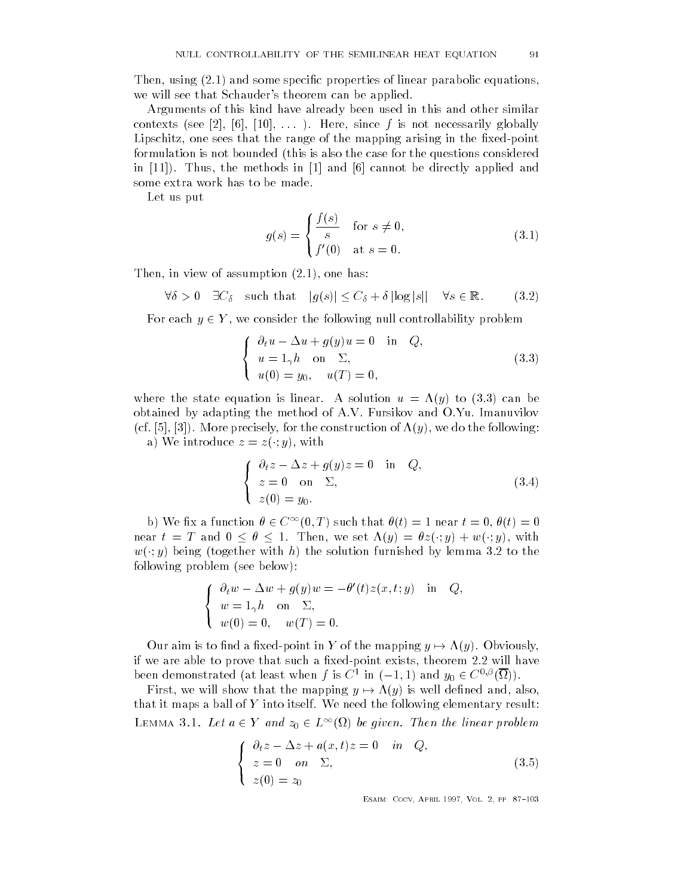Then, using (2.1) and some specific properties of linear parabolic equations, we will see that Schauder's theorem can be applied.

Arguments of this kind have already been used in this and other similar contexts (see [2], [6], [10], ... ). Here, since $f$ is not necessarily globally Lipschitz, one sees that the range of the mapping arising in the fixed-point formulation is not bounded (this is also the case for the questions considered in [11]). Thus, the methods in [1] and [6] cannot be directly applied and some extra work has to be made.

Let us put

$$g(s) = \begin{cases} \dfrac{f(s)}{s} & \text{for } s \neq 0, \\ f'(0) & \text{at } s = 0. \end{cases} \tag{3.1}$$

Then, in view of assumption (2.1), one has:

$$\forall \delta > 0 \quad \exists C_\delta \quad \text{such that} \quad |g(s)| \leq C_\delta + \delta \, |\log |s|| \quad \forall s \in \mathbb{R}. \tag{3.2}$$

For each $y \in Y$, we consider the following null controllability problem

$$\begin{cases} \partial_t u - \Delta u + g(y) u = 0 & \text{in} \quad Q, \\ u = 1_\gamma h \quad \text{on} \quad \Sigma, \\ u(0) = y_0, \quad u(T) = 0, \end{cases} \tag{3.3}$$

where the state equation is linear. A solution $u = \Lambda(y)$ to (3.3) can be obtained by adapting the method of A.V. Fursikov and O.Yu. Imanuvilov (cf. [5], [3]). More precisely, for the construction of $\Lambda(y)$, we do the following:

a) We introduce $z = z(\cdot; y)$, with

$$\begin{cases} \partial_t z - \Delta z + g(y) z = 0 & \text{in} \quad Q, \\ z = 0 \quad \text{on} \quad \Sigma, \\ z(0) = y_0. \end{cases} \tag{3.4}$$

b) We fix a function $\theta \in C^\infty(0, T)$ such that $\theta(t) = 1$ near $t = 0$, $\theta(t) = 0$ near $t = T$ and $0 \leq \theta \leq 1$. Then, we set $\Lambda(y) = \theta z(\cdot; y) + w(\cdot; y)$, with $w(\cdot; y)$ being (together with $h$) the solution furnished by lemma 3.2 to the following problem (see below):

$$\begin{cases} \partial_t w - \Delta w + g(y) w = -\theta'(t) z(x, t; y) & \text{in} \quad Q, \\ w = 1_\gamma h \quad \text{on} \quad \Sigma, \\ w(0) = 0, \quad w(T) = 0. \end{cases}$$

Our aim is to find a fixed-point in $Y$ of the mapping $y \mapsto \Lambda(y)$. Obviously, if we are able to prove that such a fixed-point exists, theorem 2.2 will have been demonstrated (at least when $f$ is $C^1$ in $(-1, 1)$ and $y_0 \in C^{0,\beta}(\overline{\Omega})$).

First, we will show that the mapping $y \mapsto \Lambda(y)$ is well defined and, also, that it maps a ball of $Y$ into itself. We need the following elementary result:

Lemma 3.1. *Let $a \in Y$ and $z_0 \in L^\infty(\Omega)$ be given. Then the linear problem*

$$\begin{cases} \partial_t z - \Delta z + a(x, t) z = 0 & \text{in} \quad Q, \\ z = 0 \quad \text{on} \quad \Sigma, \\ z(0) = z_0 \end{cases} \tag{3.5}$$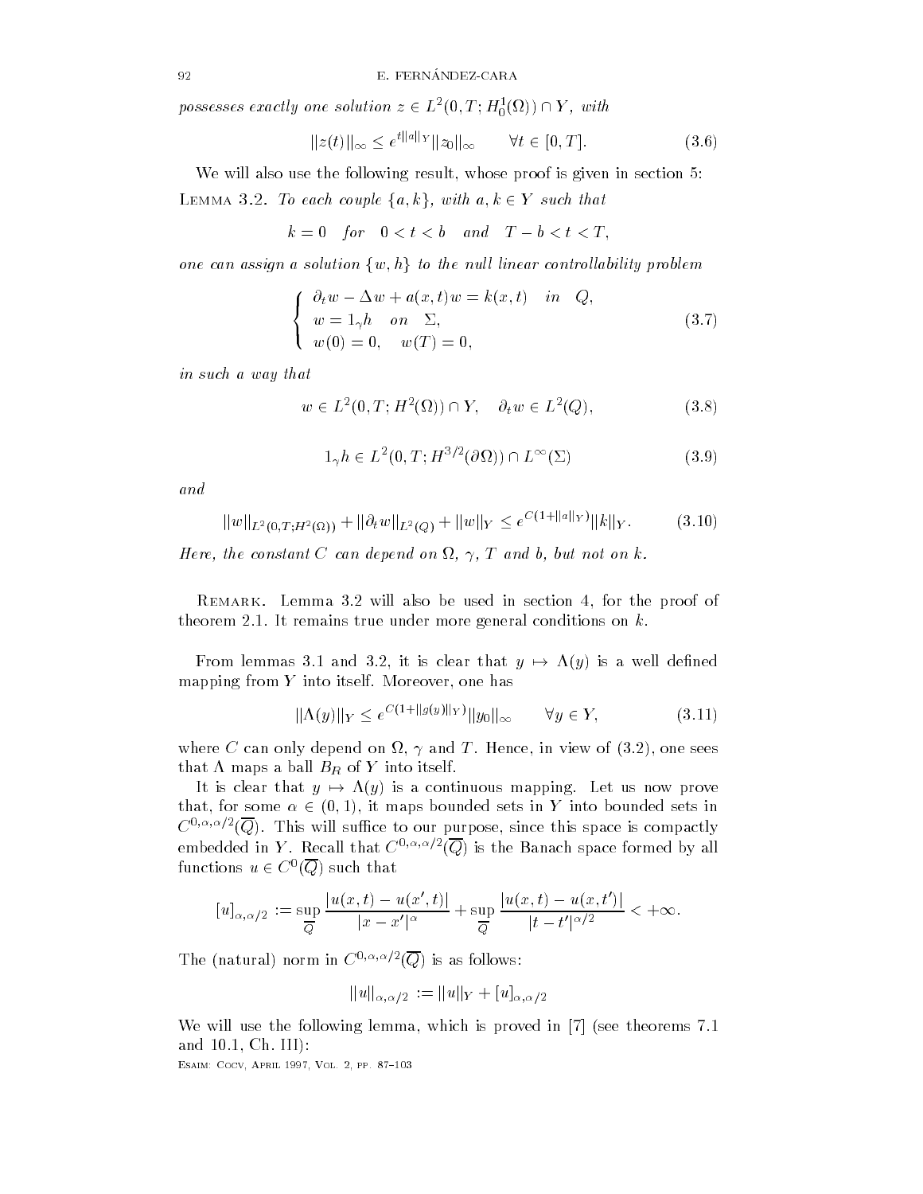*possesses exactly one solution* $z \in L^2(0,T;H_0^1(\Omega)) \cap Y$, *with*

$$\|z(t)\|_\infty \le e^{t\|a\|_Y}\|z_0\|_\infty \qquad \forall t \in [0,T]. \tag{3.6}$$

We will also use the following result, whose proof is given in section 5:

Lemma 3.2. *To each couple* $\{a,k\}$, *with* $a,k \in Y$ *such that*

$$k = 0 \quad \textit{for} \quad 0 < t < b \quad \textit{and} \quad T-b < t < T,$$

*one can assign a solution* $\{w,h\}$ *to the null linear controllability problem*

$$\begin{cases} \partial_t w - \Delta w + a(x,t)w = k(x,t) & \textit{in} \quad Q, \\ w = 1_\gamma h \quad \textit{on} \quad \Sigma, \\ w(0) = 0, \quad w(T) = 0, \end{cases} \tag{3.7}$$

*in such a way that*

$$w \in L^2(0,T;H^2(\Omega)) \cap Y, \quad \partial_t w \in L^2(Q), \tag{3.8}$$

$$1_\gamma h \in L^2(0,T;H^{3/2}(\partial\Omega)) \cap L^\infty(\Sigma) \tag{3.9}$$

*and*

$$\|w\|_{L^2(0,T;H^2(\Omega))} + \|\partial_t w\|_{L^2(Q)} + \|w\|_Y \le e^{C(1+\|a\|_Y)}\|k\|_Y. \tag{3.10}$$

*Here, the constant* $C$ *can depend on* $\Omega$, $\gamma$, $T$ *and* $b$, *but not on* $k$.

Remark. Lemma 3.2 will also be used in section 4, for the proof of theorem 2.1. It remains true under more general conditions on $k$.

From lemmas 3.1 and 3.2, it is clear that $y \mapsto \Lambda(y)$ is a well defined mapping from $Y$ into itself. Moreover, one has

$$\|\Lambda(y)\|_Y \le e^{C(1+\|g(y)\|_Y)}\|y_0\|_\infty \qquad \forall y \in Y, \tag{3.11}$$

where $C$ can only depend on $\Omega$, $\gamma$ and $T$. Hence, in view of (3.2), one sees that $\Lambda$ maps a ball $B_R$ of $Y$ into itself.

It is clear that $y \mapsto \Lambda(y)$ is a continuous mapping. Let us now prove that, for some $\alpha \in (0,1)$, it maps bounded sets in $Y$ into bounded sets in $C^{0,\alpha,\alpha/2}(\overline{Q})$. This will suffice to our purpose, since this space is compactly embedded in $Y$. Recall that $C^{0,\alpha,\alpha/2}(\overline{Q})$ is the Banach space formed by all functions $u \in C^0(\overline{Q})$ such that

$$[u]_{\alpha,\alpha/2} := \sup_{\overline{Q}} \frac{|u(x,t) - u(x',t)|}{|x-x'|^\alpha} + \sup_{\overline{Q}} \frac{|u(x,t) - u(x,t')|}{|t-t'|^{\alpha/2}} < +\infty.$$

The (natural) norm in $C^{0,\alpha,\alpha/2}(\overline{Q})$ is as follows:

$$\|u\|_{\alpha,\alpha/2} := \|u\|_Y + [u]_{\alpha,\alpha/2}$$

We will use the following lemma, which is proved in [7] (see theorems 7.1 and 10.1, Ch. III):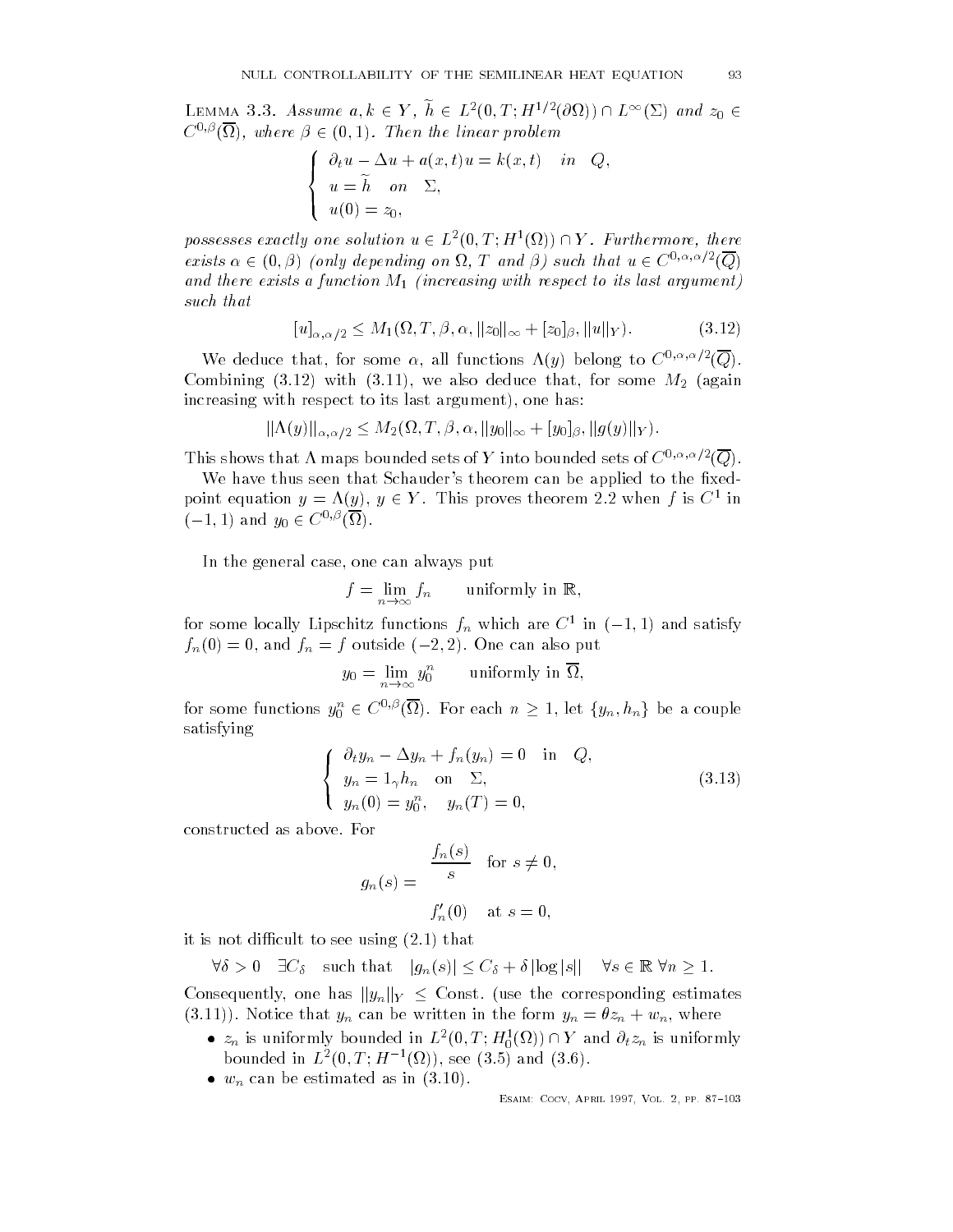LEMMA 3.3. *Assume $a, k \in Y$, $\widetilde{h} \in L^2(0,T;H^{1/2}(\partial\Omega)) \cap L^\infty(\Sigma)$ and $z_0 \in C^{0,\beta}(\overline{\Omega})$, where $\beta \in (0,1)$. Then the linear problem*

$$\begin{cases} \partial_t u - \Delta u + a(x,t)u = k(x,t) & in \quad Q, \\ u = \widetilde{h} \quad on \quad \Sigma, \\ u(0) = z_0, \end{cases}$$

*possesses exactly one solution $u \in L^2(0,T;H^1(\Omega)) \cap Y$. Furthermore, there exists $\alpha \in (0,\beta)$ (only depending on $\Omega$, $T$ and $\beta$) such that $u \in C^{0,\alpha,\alpha/2}(\overline{Q})$ and there exists a function $M_1$ (increasing with respect to its last argument) such that*

$$[u]_{\alpha,\alpha/2} \leq M_1(\Omega, T, \beta, \alpha, \|z_0\|_\infty + [z_0]_\beta, \|u\|_Y). \tag{3.12}$$

We deduce that, for some $\alpha$, all functions $\Lambda(y)$ belong to $C^{0,\alpha,\alpha/2}(\overline{Q})$. Combining (3.12) with (3.11), we also deduce that, for some $M_2$ (again increasing with respect to its last argument), one has:

$$\|\Lambda(y)\|_{\alpha,\alpha/2} \leq M_2(\Omega, T, \beta, \alpha, \|y_0\|_\infty + [y_0]_\beta, \|g(y)\|_Y).$$

This shows that $\Lambda$ maps bounded sets of $Y$ into bounded sets of $C^{0,\alpha,\alpha/2}(\overline{Q})$.

We have thus seen that Schauder's theorem can be applied to the fixed-point equation $y = \Lambda(y)$, $y \in Y$. This proves theorem 2.2 when $f$ is $C^1$ in $(-1,1)$ and $y_0 \in C^{0,\beta}(\overline{\Omega})$.

In the general case, one can always put

$$f = \lim_{n\to\infty} f_n \qquad \text{uniformly in } \mathbb{R},$$

for some locally Lipschitz functions $f_n$ which are $C^1$ in $(-1,1)$ and satisfy $f_n(0) = 0$, and $f_n = f$ outside $(-2,2)$. One can also put

$$y_0 = \lim_{n\to\infty} y_0^n \qquad \text{uniformly in } \overline{\Omega},$$

for some functions $y_0^n \in C^{0,\beta}(\overline{\Omega})$. For each $n \geq 1$, let $\{y_n, h_n\}$ be a couple satisfying

$$\begin{cases} \partial_t y_n - \Delta y_n + f_n(y_n) = 0 & \text{in} \quad Q, \\ y_n = 1_\gamma h_n \quad \text{on} \quad \Sigma, \\ y_n(0) = y_0^n, \quad y_n(T) = 0, \end{cases} \tag{3.13}$$

constructed as above. For

$$g_n(s) = \begin{cases} \dfrac{f_n(s)}{s} & \text{for } s \neq 0, \\ f_n'(0) & \text{at } s = 0, \end{cases}$$

it is not difficult to see using (2.1) that

$$\forall \delta > 0 \quad \exists C_\delta \quad \text{such that} \quad |g_n(s)| \leq C_\delta + \delta |\log|s|| \quad \forall s \in \mathbb{R}\ \forall n \geq 1.$$

Consequently, one has $\|y_n\|_Y \leq$ Const. (use the corresponding estimates (3.11)). Notice that $y_n$ can be written in the form $y_n = \theta z_n + w_n$, where

- $z_n$ is uniformly bounded in $L^2(0,T;H_0^1(\Omega)) \cap Y$ and $\partial_t z_n$ is uniformly bounded in $L^2(0,T;H^{-1}(\Omega))$, see (3.5) and (3.6).
- $w_n$ can be estimated as in (3.10).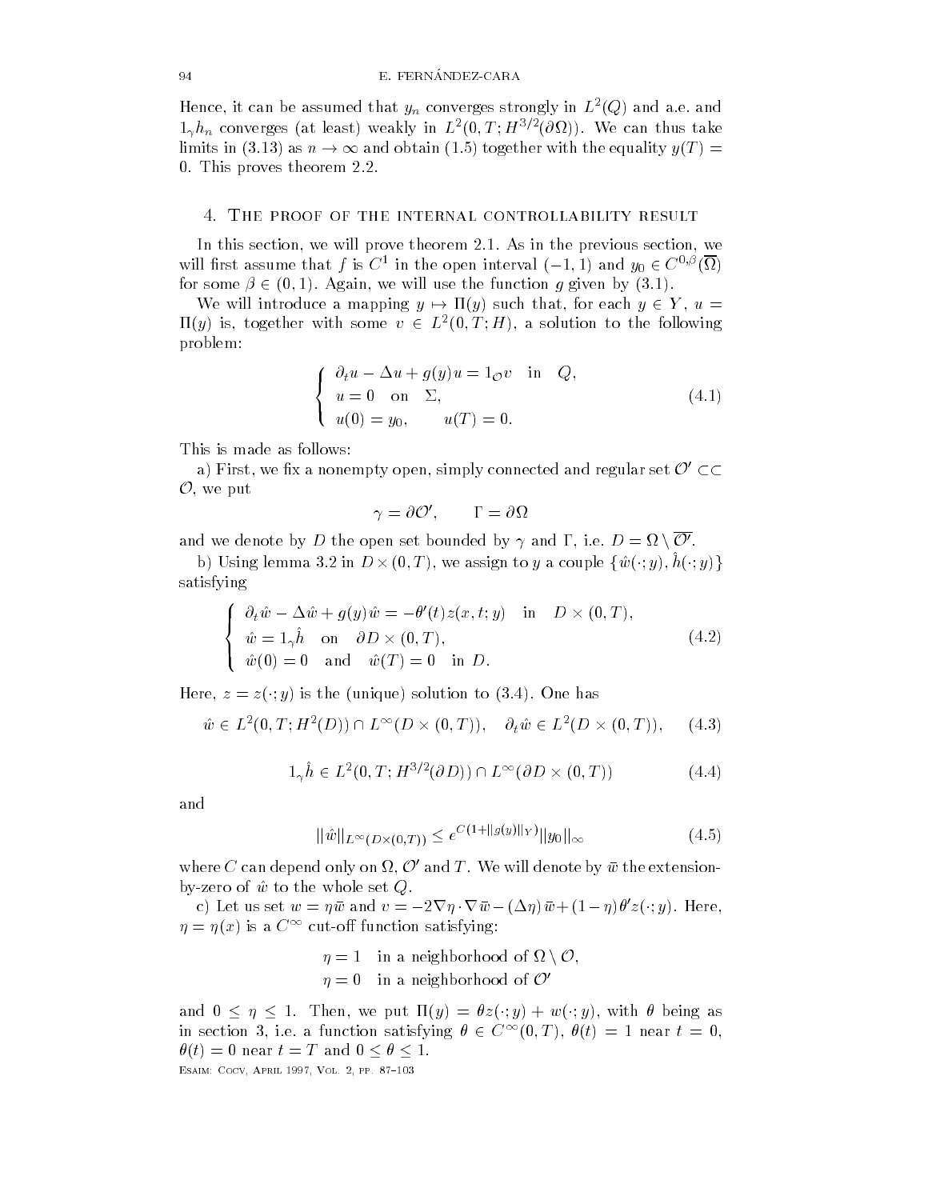Hence, it can be assumed that $y_n$ converges strongly in $L^2(Q)$ and a.e. and $1_\gamma h_n$ converges (at least) weakly in $L^2(0,T;H^{3/2}(\partial\Omega))$. We can thus take limits in (3.13) as $n \to \infty$ and obtain (1.5) together with the equality $y(T) = 0$. This proves theorem 2.2.

## 4. The proof of the internal controllability result

In this section, we will prove theorem 2.1. As in the previous section, we will first assume that $f$ is $C^1$ in the open interval $(-1,1)$ and $y_0 \in C^{0,\beta}(\overline{\Omega})$ for some $\beta \in (0,1)$. Again, we will use the function $g$ given by (3.1).

We will introduce a mapping $y \mapsto \Pi(y)$ such that, for each $y \in Y$, $u = \Pi(y)$ is, together with some $v \in L^2(0,T;H)$, a solution to the following problem:

$$
\begin{cases}
\partial_t u - \Delta u + g(y)u = 1_{\mathcal{O}} v & \text{in} \quad Q, \\
u = 0 \quad \text{on} \quad \Sigma, \\
u(0) = y_0, \qquad u(T) = 0.
\end{cases} \tag{4.1}
$$

This is made as follows:

a) First, we fix a nonempty open, simply connected and regular set $\mathcal{O}' \subset\subset \mathcal{O}$, we put

$$
\gamma = \partial \mathcal{O}', \qquad \Gamma = \partial\Omega
$$

and we denote by $D$ the open set bounded by $\gamma$ and $\Gamma$, i.e. $D = \Omega \setminus \overline{\mathcal{O}'}$.

b) Using lemma 3.2 in $D \times (0,T)$, we assign to $y$ a couple $\{\hat{w}(\cdot\,;y), \hat{h}(\cdot\,;y)\}$ satisfying

$$
\begin{cases}
\partial_t \hat{w} - \Delta \hat{w} + g(y)\hat{w} = -\theta'(t) z(x,t;y) & \text{in} \quad D \times (0,T), \\
\hat{w} = 1_\gamma \hat{h} \quad \text{on} \quad \partial D \times (0,T), \\
\hat{w}(0) = 0 \quad \text{and} \quad \hat{w}(T) = 0 \quad \text{in } D.
\end{cases} \tag{4.2}
$$

Here, $z = z(\cdot\,;y)$ is the (unique) solution to (3.4). One has

$$
\hat{w} \in L^2(0,T;H^2(D)) \cap L^\infty(D \times (0,T)), \quad \partial_t \hat{w} \in L^2(D \times (0,T)), \tag{4.3}
$$

$$
1_\gamma \hat{h} \in L^2(0,T;H^{3/2}(\partial D)) \cap L^\infty(\partial D \times (0,T)) \tag{4.4}
$$

and

$$
\|\hat{w}\|_{L^\infty(D \times (0,T))} \le e^{C(1+\|g(y)\|_Y)} \|y_0\|_\infty \tag{4.5}
$$

where $C$ can depend only on $\Omega$, $\mathcal{O}'$ and $T$. We will denote by $\bar{w}$ the extension-by-zero of $\hat{w}$ to the whole set $Q$.

c) Let us set $w = \eta\bar{w}$ and $v = -2\nabla\eta \cdot \nabla\bar{w} - (\Delta\eta)\,\bar{w} + (1-\eta)\,\theta' z(\cdot\,;y)$. Here, $\eta = \eta(x)$ is a $C^\infty$ cut-off function satisfying:

$$
\begin{aligned}
&\eta = 1 \quad \text{in a neighborhood of } \Omega \setminus \mathcal{O}, \\
&\eta = 0 \quad \text{in a neighborhood of } \mathcal{O}'
\end{aligned}
$$

and $0 \le \eta \le 1$. Then, we put $\Pi(y) = \theta z(\cdot\,;y) + w(\cdot\,;y)$, with $\theta$ being as in section 3, i.e. a function satisfying $\theta \in C^\infty(0,T)$, $\theta(t) = 1$ near $t = 0$, $\theta(t) = 0$ near $t = T$ and $0 \le \theta \le 1$.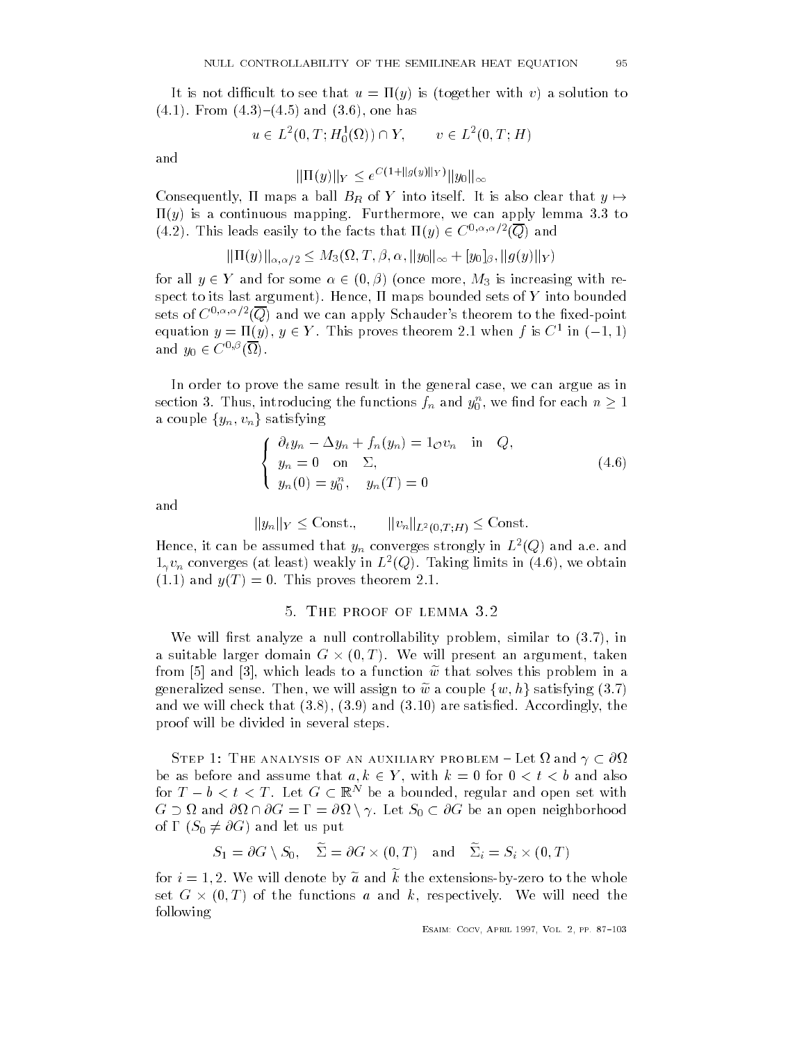It is not difficult to see that $u = \Pi(y)$ is (together with $v$) a solution to (4.1). From (4.3)–(4.5) and (3.6), one has

$$u \in L^2(0,T;H_0^1(\Omega)) \cap Y, \qquad v \in L^2(0,T;H)$$

and

$$||\Pi(y)||_Y \le e^{C(1+||g(y)||_Y)}||y_0||_\infty$$

Consequently, $\Pi$ maps a ball $B_R$ of $Y$ into itself. It is also clear that $y \mapsto \Pi(y)$ is a continuous mapping. Furthermore, we can apply lemma 3.3 to (4.2). This leads easily to the facts that $\Pi(y) \in C^{0,\alpha,\alpha/2}(\overline{Q})$ and

$$||\Pi(y)||_{\alpha,\alpha/2} \le M_3(\Omega, T, \beta, \alpha, ||y_0||_\infty + [y_0]_\beta, ||g(y)||_Y)$$

for all $y \in Y$ and for some $\alpha \in (0,\beta)$ (once more, $M_3$ is increasing with respect to its last argument). Hence, $\Pi$ maps bounded sets of $Y$ into bounded sets of $C^{0,\alpha,\alpha/2}(\overline{Q})$ and we can apply Schauder's theorem to the fixed-point equation $y = \Pi(y)$, $y \in Y$. This proves theorem 2.1 when $f$ is $C^1$ in $(-1,1)$ and $y_0 \in C^{0,\beta}(\overline{\Omega})$.

In order to prove the same result in the general case, we can argue as in section 3. Thus, introducing the functions $f_n$ and $y_0^n$, we find for each $n \ge 1$ a couple $\{y_n, v_n\}$ satisfying

$$\begin{cases} \partial_t y_n - \Delta y_n + f_n(y_n) = 1_{\mathcal{O}} v_n \quad \text{in} \quad Q, \\ y_n = 0 \quad \text{on} \quad \Sigma, \\ y_n(0) = y_0^n, \quad y_n(T) = 0 \end{cases} \tag{4.6}$$

and

$$||y_n||_Y \le \text{Const.}, \qquad ||v_n||_{L^2(0,T;H)} \le \text{Const.}$$

Hence, it can be assumed that $y_n$ converges strongly in $L^2(Q)$ and a.e. and $1_\gamma v_n$ converges (at least) weakly in $L^2(Q)$. Taking limits in (4.6), we obtain (1.1) and $y(T) = 0$. This proves theorem 2.1.

## 5. The proof of lemma 3.2

We will first analyze a null controllability problem, similar to (3.7), in a suitable larger domain $G \times (0,T)$. We will present an argument, taken from [5] and [3], which leads to a function $\widetilde{w}$ that solves this problem in a generalized sense. Then, we will assign to $\widetilde{w}$ a couple $\{w, h\}$ satisfying (3.7) and we will check that (3.8), (3.9) and (3.10) are satisfied. Accordingly, the proof will be divided in several steps.

Step 1: The analysis of an auxiliary problem – Let $\Omega$ and $\gamma \subset \partial\Omega$ be as before and assume that $a, k \in Y$, with $k = 0$ for $0 < t < b$ and also for $T - b < t < T$. Let $G \subset \mathbb{R}^N$ be a bounded, regular and open set with $G \supset \Omega$ and $\partial\Omega \cap \partial G = \Gamma = \partial\Omega \setminus \gamma$. Let $S_0 \subset \partial G$ be an open neighborhood of $\Gamma$ ($S_0 \neq \partial G$) and let us put

$$S_1 = \partial G \setminus S_0, \quad \widetilde{\Sigma} = \partial G \times (0,T) \quad \text{and} \quad \widetilde{\Sigma}_i = S_i \times (0,T)$$

for $i = 1, 2$. We will denote by $\widetilde{a}$ and $\widetilde{k}$ the extensions-by-zero to the whole set $G \times (0,T)$ of the functions $a$ and $k$, respectively. We will need the following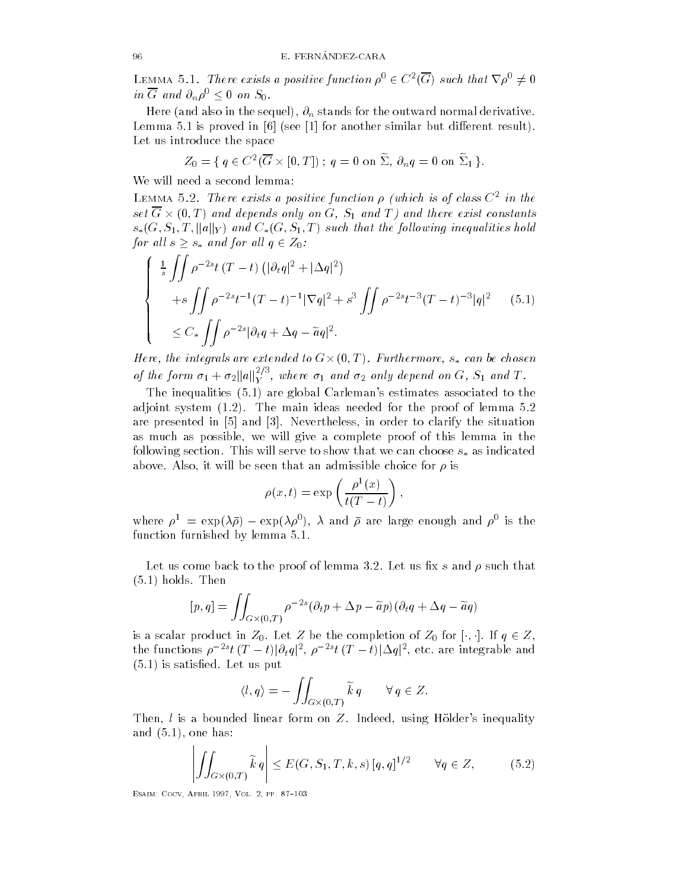**Lemma 5.1.** *There exists a positive function $\rho^0 \in C^2(\overline{G})$ such that $\nabla \rho^0 \neq 0$ in $\overline{G}$ and $\partial_n \rho^0 \leq 0$ on $S_0$.*

Here (and also in the sequel), $\partial_n$ stands for the outward normal derivative. Lemma 5.1 is proved in [6] (see [1] for another similar but different result). Let us introduce the space

$$Z_0 = \{\, q \in C^2(\overline{G} \times [0,T])\,;\; q = 0 \text{ on } \widetilde{\Sigma},\; \partial_n q = 0 \text{ on } \widetilde{\Sigma}_1 \,\}.$$

We will need a second lemma:

**Lemma 5.2.** *There exists a positive function $\rho$ (which is of class $C^2$ in the set $\overline{G} \times (0,T)$ and depends only on $G$, $S_1$ and $T$) and there exist constants $s_*(G, S_1, T, \|a\|_Y)$ and $C_*(G, S_1, T)$ such that the following inequalities hold for all $s \geq s_*$ and for all $q \in Z_0$:*

$$\left\{ \begin{array}{l} \frac{1}{s} \displaystyle\iint \rho^{-2s} t\,(T-t)\left(|\partial_t q|^2 + |\Delta q|^2\right) \\ \quad + s \displaystyle\iint \rho^{-2s} t^{-1}(T-t)^{-1} |\nabla q|^2 + s^3 \iint \rho^{-2s} t^{-3}(T-t)^{-3}|q|^2 \\ \quad \leq C_* \displaystyle\iint \rho^{-2s} |\partial_t q + \Delta q - \widetilde{a} q|^2. \end{array} \right. \tag{5.1}$$

*Here, the integrals are extended to $G \times (0,T)$. Furthermore, $s_*$ can be chosen of the form $\sigma_1 + \sigma_2 \|a\|_Y^{2/3}$, where $\sigma_1$ and $\sigma_2$ only depend on $G$, $S_1$ and $T$.*

The inequalities (5.1) are global Carleman's estimates associated to the adjoint system (1.2). The main ideas needed for the proof of lemma 5.2 are presented in [5] and [3]. Nevertheless, in order to clarify the situation as much as possible, we will give a complete proof of this lemma in the following section. This will serve to show that we can choose $s_*$ as indicated above. Also, it will be seen that an admissible choice for $\rho$ is

$$\rho(x,t) = \exp\left( \frac{\rho^1(x)}{t(T-t)} \right),$$

where $\rho^1 = \exp(\lambda \bar{\rho}) - \exp(\lambda \rho^0)$, $\lambda$ and $\bar{\rho}$ are large enough and $\rho^0$ is the function furnished by lemma 5.1.

Let us come back to the proof of lemma 3.2. Let us fix $s$ and $\rho$ such that (5.1) holds. Then

$$[p,q] = \iint_{G\times(0,T)} \rho^{-2s} (\partial_t p + \Delta p - \widetilde{a} p)(\partial_t q + \Delta q - \widetilde{a} q)$$

is a scalar product in $Z_0$. Let $Z$ be the completion of $Z_0$ for $[\cdot,\cdot]$. If $q \in Z$, the functions $\rho^{-2s} t\,(T-t)|\partial_t q|^2$, $\rho^{-2s} t\,(T-t)|\Delta q|^2$, etc. are integrable and (5.1) is satisfied. Let us put

$$\langle l, q \rangle = - \iint_{G\times(0,T)} \widetilde{k}\, q \qquad \forall q \in Z.$$

Then, $l$ is a bounded linear form on $Z$. Indeed, using Hölder's inequality and (5.1), one has:

$$\left| \iint_{G\times(0,T)} \widetilde{k}\, q \right| \leq E(G, S_1, T, k, s)\, [q,q]^{1/2} \qquad \forall q \in Z, \tag{5.2}$$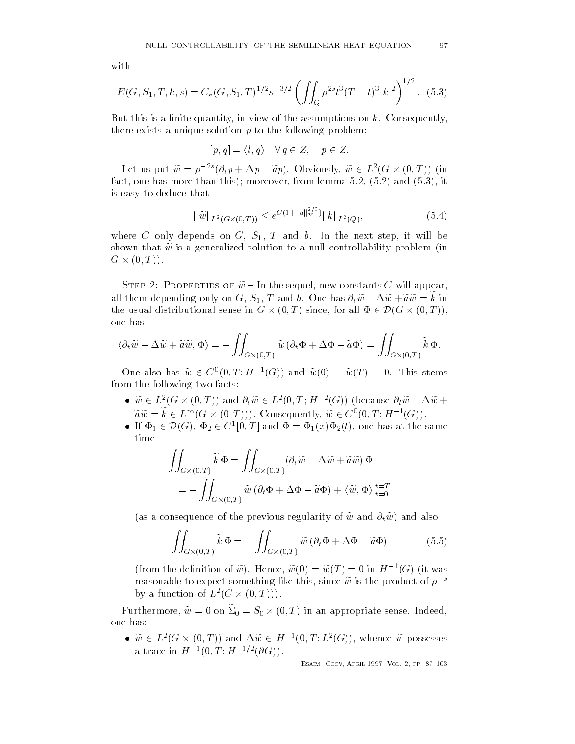with

$$E(G, S_1, T, k, s) = C_*(G, S_1, T)^{1/2} s^{-3/2} \left( \iint_Q \rho^{2s} t^3 (T-t)^3 |k|^2 \right)^{1/2}. \quad (5.3)$$

But this is a finite quantity, in view of the assumptions on $k$. Consequently, there exists a unique solution $p$ to the following problem:

$$[p, q] = \langle l, q \rangle \quad \forall\, q \in Z, \quad p \in Z.$$

Let us put $\widetilde{w} = \rho^{-2s}(\partial_t p + \Delta p - \widetilde{a} p)$. Obviously, $\widetilde{w} \in L^2(G \times (0,T))$ (in fact, one has more than this); moreover, from lemma 5.2, (5.2) and (5.3), it is easy to deduce that

$$\|\widetilde{w}\|_{L^2(G\times(0,T))} \le e^{C(1+\|a\|_Y^{2/3})} \|k\|_{L^2(Q)}, \quad (5.4)$$

where $C$ only depends on $G$, $S_1$, $T$ and $b$. In the next step, it will be shown that $\widetilde{w}$ is a generalized solution to a null controllability problem (in $G \times (0,T)$).

STEP 2: PROPERTIES OF $\widetilde{w}$ – In the sequel, new constants $C$ will appear, all them depending only on $G$, $S_1$, $T$ and $b$. One has $\partial_t \widetilde{w} - \Delta \widetilde{w} + \widetilde{a}\widetilde{w} = \widetilde{k}$ in the usual distributional sense in $G \times (0,T)$ since, for all $\Phi \in \mathcal{D}(G \times (0,T))$, one has

$$\langle \partial_t \widetilde{w} - \Delta \widetilde{w} + \widetilde{a}\widetilde{w}, \Phi \rangle = -\iint_{G\times(0,T)} \widetilde{w}\,(\partial_t \Phi + \Delta \Phi - \widetilde{a}\Phi) = \iint_{G\times(0,T)} \widetilde{k}\,\Phi.$$

One also has $\widetilde{w} \in C^0(0,T; H^{-1}(G))$ and $\widetilde{w}(0) = \widetilde{w}(T) = 0$. This stems from the following two facts:

- $\widetilde{w} \in L^2(G \times (0,T))$ and $\partial_t \widetilde{w} \in L^2(0,T; H^{-2}(G))$ (because $\partial_t \widetilde{w} - \Delta \widetilde{w} + \widetilde{a}\widetilde{w} = \widetilde{k} \in L^\infty(G \times (0,T))$). Consequently, $\widetilde{w} \in C^0(0,T; H^{-1}(G))$.
- If $\Phi_1 \in \mathcal{D}(G)$, $\Phi_2 \in C^1[0,T]$ and $\Phi = \Phi_1(x)\Phi_2(t)$, one has at the same time

$$\begin{aligned}\iint_{G\times(0,T)} \widetilde{k}\,\Phi &= \iint_{G\times(0,T)} (\partial_t \widetilde{w} - \Delta \widetilde{w} + \widetilde{a}\widetilde{w})\,\Phi \\ &= -\iint_{G\times(0,T)} \widetilde{w}\,(\partial_t \Phi + \Delta \Phi - \widetilde{a}\Phi) + \langle \widetilde{w}, \Phi \rangle\big|_{t=0}^{t=T}\end{aligned}$$

  (as a consequence of the previous regularity of $\widetilde{w}$ and $\partial_t \widetilde{w}$) and also

$$\iint_{G\times(0,T)} \widetilde{k}\,\Phi = -\iint_{G\times(0,T)} \widetilde{w}\,(\partial_t \Phi + \Delta \Phi - \widetilde{a}\Phi) \quad (5.5)$$

  (from the definition of $\widetilde{w}$). Hence, $\widetilde{w}(0) = \widetilde{w}(T) = 0$ in $H^{-1}(G)$ (it was reasonable to expect something like this, since $\widetilde{w}$ is the product of $\rho^{-s}$ by a function of $L^2(G \times (0,T))$).

Furthermore, $\widetilde{w} = 0$ on $\widetilde{\Sigma}_0 = S_0 \times (0,T)$ in an appropriate sense. Indeed, one has:

- $\widetilde{w} \in L^2(G \times (0,T))$ and $\Delta \widetilde{w} \in H^{-1}(0,T; L^2(G))$, whence $\widetilde{w}$ possesses a trace in $H^{-1}(0,T; H^{-1/2}(\partial G))$.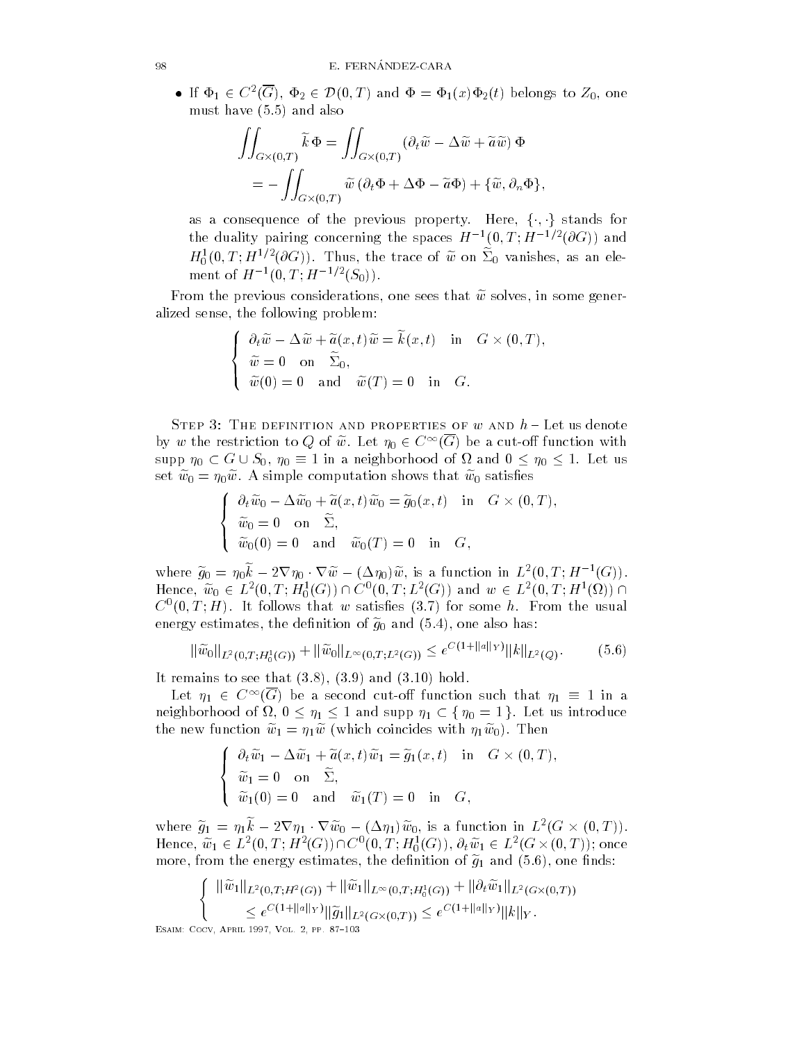- If $\Phi_1 \in C^2(\overline{G})$, $\Phi_2 \in \mathcal{D}(0,T)$ and $\Phi = \Phi_1(x)\Phi_2(t)$ belongs to $Z_0$, one must have (5.5) and also

$$
\begin{aligned}
\iint_{G\times(0,T)} \widetilde{k}\,\Phi &= \iint_{G\times(0,T)} (\partial_t \widetilde{w} - \Delta \widetilde{w} + \widetilde{a}\widetilde{w})\,\Phi \\
&= -\iint_{G\times(0,T)} \widetilde{w}\,(\partial_t \Phi + \Delta\Phi - \widetilde{a}\Phi) + \{\widetilde{w}, \partial_n \Phi\},
\end{aligned}
$$

as a consequence of the previous property. Here, $\{\cdot,\cdot\}$ stands for the duality pairing concerning the spaces $H^{-1}(0,T;H^{-1/2}(\partial G))$ and $H_0^1(0,T;H^{1/2}(\partial G))$. Thus, the trace of $\widetilde{w}$ on $\widetilde{\Sigma}_0$ vanishes, as an element of $H^{-1}(0,T;H^{-1/2}(S_0))$.

From the previous considerations, one sees that $\widetilde{w}$ solves, in some generalized sense, the following problem:

$$
\begin{cases}
\partial_t \widetilde{w} - \Delta \widetilde{w} + \widetilde{a}(x,t)\widetilde{w} = \widetilde{k}(x,t) \quad \text{in} \quad G\times(0,T), \\
\widetilde{w} = 0 \quad \text{on} \quad \widetilde{\Sigma}_0, \\
\widetilde{w}(0) = 0 \quad \text{and} \quad \widetilde{w}(T) = 0 \quad \text{in} \quad G.
\end{cases}
$$

Step 3: The definition and properties of $w$ and $h$ – Let us denote by $w$ the restriction to $Q$ of $\widetilde{w}$. Let $\eta_0 \in C^\infty(\overline{G})$ be a cut-off function with supp $\eta_0 \subset G \cup S_0$, $\eta_0 \equiv 1$ in a neighborhood of $\Omega$ and $0 \le \eta_0 \le 1$. Let us set $\widetilde{w}_0 = \eta_0 \widetilde{w}$. A simple computation shows that $\widetilde{w}_0$ satisfies

$$
\begin{cases}
\partial_t \widetilde{w}_0 - \Delta \widetilde{w}_0 + \widetilde{a}(x,t)\widetilde{w}_0 = \widetilde{g}_0(x,t) \quad \text{in} \quad G\times(0,T), \\
\widetilde{w}_0 = 0 \quad \text{on} \quad \widetilde{\Sigma}, \\
\widetilde{w}_0(0) = 0 \quad \text{and} \quad \widetilde{w}_0(T) = 0 \quad \text{in} \quad G,
\end{cases}
$$

where $\widetilde{g}_0 = \eta_0\widetilde{k} - 2\nabla\eta_0\cdot\nabla\widetilde{w} - (\Delta\eta_0)\widetilde{w}$, is a function in $L^2(0,T;H^{-1}(G))$. Hence, $\widetilde{w}_0 \in L^2(0,T;H_0^1(G)) \cap C^0(0,T;L^2(G))$ and $w \in L^2(0,T;H^1(\Omega)) \cap C^0(0,T;H)$. It follows that $w$ satisfies (3.7) for some $h$. From the usual energy estimates, the definition of $\widetilde{g}_0$ and (5.4), one also has:

$$
\|\widetilde{w}_0\|_{L^2(0,T;H_0^1(G))} + \|\widetilde{w}_0\|_{L^\infty(0,T;L^2(G))} \le e^{C(1+\|a\|_Y)}\|k\|_{L^2(Q)}. \tag{5.6}
$$

It remains to see that (3.8), (3.9) and (3.10) hold.

Let $\eta_1 \in C^\infty(\overline{G})$ be a second cut-off function such that $\eta_1 \equiv 1$ in a neighborhood of $\Omega$, $0 \le \eta_1 \le 1$ and supp $\eta_1 \subset \{\,\eta_0 = 1\,\}$. Let us introduce the new function $\widetilde{w}_1 = \eta_1\widetilde{w}$ (which coincides with $\eta_1\widetilde{w}_0$). Then

$$
\begin{cases}
\partial_t \widetilde{w}_1 - \Delta \widetilde{w}_1 + \widetilde{a}(x,t)\widetilde{w}_1 = \widetilde{g}_1(x,t) \quad \text{in} \quad G\times(0,T), \\
\widetilde{w}_1 = 0 \quad \text{on} \quad \widetilde{\Sigma}, \\
\widetilde{w}_1(0) = 0 \quad \text{and} \quad \widetilde{w}_1(T) = 0 \quad \text{in} \quad G,
\end{cases}
$$

where $\widetilde{g}_1 = \eta_1\widetilde{k} - 2\nabla\eta_1\cdot\nabla\widetilde{w}_0 - (\Delta\eta_1)\,\widetilde{w}_0$, is a function in $L^2(G\times(0,T))$. Hence, $\widetilde{w}_1 \in L^2(0,T;H^2(G)) \cap C^0(0,T;H_0^1(G))$, $\partial_t\widetilde{w}_1 \in L^2(G\times(0,T))$; once more, from the energy estimates, the definition of $\widetilde{g}_1$ and (5.6), one finds:

$$
\begin{cases}
\|\widetilde{w}_1\|_{L^2(0,T;H^2(G))} + \|\widetilde{w}_1\|_{L^\infty(0,T;H_0^1(G))} + \|\partial_t\widetilde{w}_1\|_{L^2(G\times(0,T))} \\
\qquad \le e^{C(1+\|a\|_Y)}\|\widetilde{g}_1\|_{L^2(G\times(0,T))} \le e^{C(1+\|a\|_Y)}\|k\|_Y.
\end{cases}
$$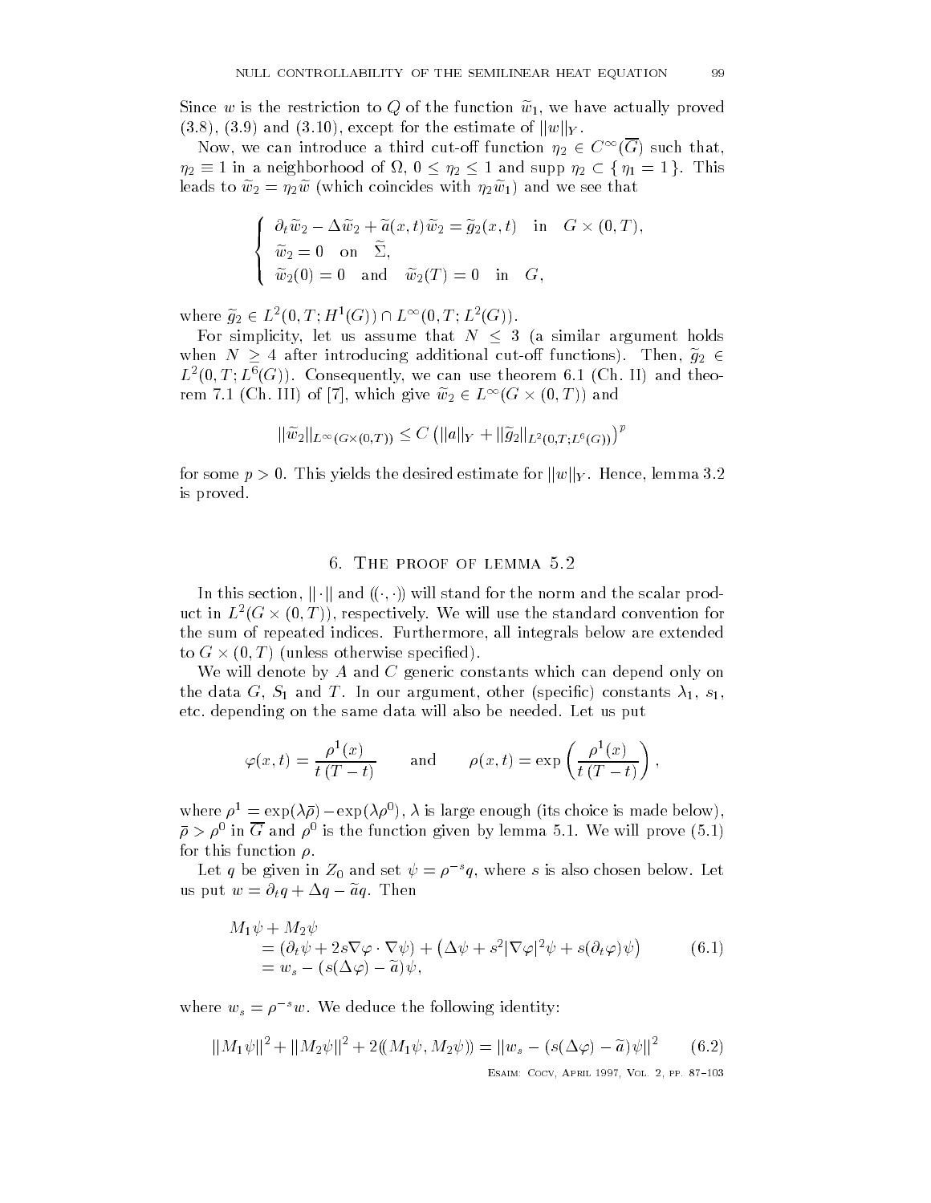Since $w$ is the restriction to $Q$ of the function $\widetilde{w}_1$, we have actually proved (3.8), (3.9) and (3.10), except for the estimate of $\|w\|_Y$.

Now, we can introduce a third cut-off function $\eta_2 \in C^\infty(\overline{G})$ such that, $\eta_2 \equiv 1$ in a neighborhood of $\Omega$, $0 \le \eta_2 \le 1$ and $\operatorname{supp} \eta_2 \subset \{\, \eta_1 = 1 \,\}$. This leads to $\widetilde{w}_2 = \eta_2 \widetilde{w}$ (which coincides with $\eta_2 \widetilde{w}_1$) and we see that

$$
\left\{
\begin{array}{l}
\partial_t \widetilde{w}_2 - \Delta \widetilde{w}_2 + \widetilde{a}(x,t) \widetilde{w}_2 = \widetilde{g}_2(x,t) \quad \text{in} \quad G \times (0,T), \\
\widetilde{w}_2 = 0 \quad \text{on} \quad \widetilde{\Sigma}, \\
\widetilde{w}_2(0) = 0 \quad \text{and} \quad \widetilde{w}_2(T) = 0 \quad \text{in} \quad G,
\end{array}
\right.
$$

where $\widetilde{g}_2 \in L^2(0,T; H^1(G)) \cap L^\infty(0,T; L^2(G))$.

For simplicity, let us assume that $N \le 3$ (a similar argument holds when $N \ge 4$ after introducing additional cut-off functions). Then, $\widetilde{g}_2 \in L^2(0,T; L^6(G))$. Consequently, we can use theorem 6.1 (Ch. II) and theorem 7.1 (Ch. III) of [7], which give $\widetilde{w}_2 \in L^\infty(G \times (0,T))$ and

$$
\|\widetilde{w}_2\|_{L^\infty(G \times (0,T))} \le C \left( \|a\|_Y + \|\widetilde{g}_2\|_{L^2(0,T;L^6(G))} \right)^p
$$

for some $p > 0$. This yields the desired estimate for $\|w\|_Y$. Hence, lemma 3.2 is proved.

## 6. The proof of lemma 5.2

In this section, $\|\cdot\|$ and $((\cdot,\cdot))$ will stand for the norm and the scalar product in $L^2(G \times (0,T))$, respectively. We will use the standard convention for the sum of repeated indices. Furthermore, all integrals below are extended to $G \times (0,T)$ (unless otherwise specified).

We will denote by $A$ and $C$ generic constants which can depend only on the data $G$, $S_1$ and $T$. In our argument, other (specific) constants $\lambda_1$, $s_1$, etc. depending on the same data will also be needed. Let us put

$$
\varphi(x,t) = \frac{\rho^1(x)}{t\,(T-t)} \qquad \text{and} \qquad \rho(x,t) = \exp\left( \frac{\rho^1(x)}{t\,(T-t)} \right),
$$

where $\rho^1 = \exp(\lambda \bar{\rho}) - \exp(\lambda \rho^0)$, $\lambda$ is large enough (its choice is made below), $\bar{\rho} > \rho^0$ in $\overline{G}$ and $\rho^0$ is the function given by lemma 5.1. We will prove (5.1) for this function $\rho$.

Let $q$ be given in $Z_0$ and set $\psi = \rho^{-s} q$, where $s$ is also chosen below. Let us put $w = \partial_t q + \Delta q - \widetilde{a} q$. Then

$$
\begin{aligned}
M_1 \psi + M_2 \psi & \\
&= (\partial_t \psi + 2s \nabla \varphi \cdot \nabla \psi) + \left( \Delta \psi + s^2 |\nabla \varphi|^2 \psi + s(\partial_t \varphi) \psi \right) \\
&= w_s - (s(\Delta \varphi) - \widetilde{a}) \psi,
\end{aligned}
\tag{6.1}
$$

where $w_s = \rho^{-s} w$. We deduce the following identity:

$$
\|M_1 \psi\|^2 + \|M_2 \psi\|^2 + 2((M_1 \psi, M_2 \psi)) = \|w_s - (s(\Delta \varphi) - \widetilde{a}) \psi\|^2 \tag{6.2}
$$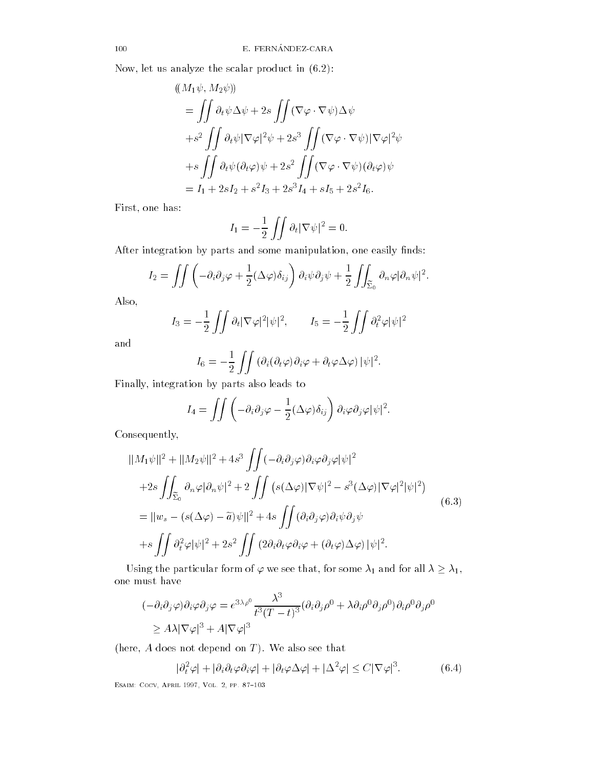Now, let us analyze the scalar product in (6.2):

$$
\begin{aligned}
&((M_1\psi, M_2\psi)) \\
&= \iint \partial_t\psi\Delta\psi + 2s\iint(\nabla\varphi\cdot\nabla\psi)\Delta\psi \\
&+s^2\iint \partial_t\psi|\nabla\varphi|^2\psi + 2s^3\iint(\nabla\varphi\cdot\nabla\psi)|\nabla\varphi|^2\psi \\
&+s\iint \partial_t\psi(\partial_t\varphi)\psi + 2s^2\iint(\nabla\varphi\cdot\nabla\psi)(\partial_t\varphi)\psi \\
&= I_1 + 2sI_2 + s^2 I_3 + 2s^3 I_4 + sI_5 + 2s^2 I_6.
\end{aligned}
$$

First, one has:

$$
I_1 = -\frac{1}{2}\iint \partial_t|\nabla\psi|^2 = 0.
$$

After integration by parts and some manipulation, one easily finds:

$$
I_2 = \iint \left(-\partial_i\partial_j\varphi + \frac{1}{2}(\Delta\varphi)\delta_{ij}\right)\partial_i\psi\partial_j\psi + \frac{1}{2}\iint_{\widetilde{\Sigma}_0}\partial_n\varphi|\partial_n\psi|^2.
$$

Also,

$$
I_3 = -\frac{1}{2}\iint \partial_t|\nabla\varphi|^2|\psi|^2, \qquad I_5 = -\frac{1}{2}\iint \partial_t^2\varphi|\psi|^2
$$

and

$$
I_6 = -\frac{1}{2}\iint\left(\partial_i(\partial_t\varphi)\partial_i\varphi + \partial_t\varphi\Delta\varphi\right)|\psi|^2.
$$

Finally, integration by parts also leads to

$$
I_4 = \iint\left(-\partial_i\partial_j\varphi - \frac{1}{2}(\Delta\varphi)\delta_{ij}\right)\partial_i\varphi\partial_j\varphi|\psi|^2.
$$

Consequently,

$$
\begin{aligned}
&\|M_1\psi\|^2 + \|M_2\psi\|^2 + 4s^3\iint(-\partial_i\partial_j\varphi)\partial_i\varphi\partial_j\varphi|\psi|^2 \\
&+2s\iint_{\widetilde{\Sigma}_0}\partial_n\varphi|\partial_n\psi|^2 + 2\iint\left(s(\Delta\varphi)|\nabla\psi|^2 - s^3(\Delta\varphi)|\nabla\varphi|^2|\psi|^2\right) \\
&= \|w_s - (s(\Delta\varphi) - \widetilde{a})\psi\|^2 + 4s\iint(\partial_i\partial_j\varphi)\partial_i\psi\partial_j\psi \\
&+s\iint\partial_t^2\varphi|\psi|^2 + 2s^2\iint\left(2\partial_i\partial_t\varphi\partial_i\varphi + (\partial_t\varphi)\Delta\varphi\right)|\psi|^2.
\end{aligned} \tag{6.3}
$$

Using the particular form of $\varphi$ we see that, for some $\lambda_1$ and for all $\lambda \geq \lambda_1$, one must have

$$
\begin{aligned}
(-\partial_i\partial_j\varphi)\partial_i\varphi\partial_j\varphi &= e^{3\lambda\rho^0}\frac{\lambda^3}{t^3(T-t)^3}(\partial_i\partial_j\rho^0 + \lambda\partial_i\rho^0\partial_j\rho^0)\partial_i\rho^0\partial_j\rho^0 \\
&\geq A\lambda|\nabla\varphi|^3 + A|\nabla\varphi|^3
\end{aligned}
$$

(here, $A$ does not depend on $T$). We also see that

$$
|\partial_t^2\varphi| + |\partial_i\partial_t\varphi\partial_i\varphi| + |\partial_t\varphi\Delta\varphi| + |\Delta^2\varphi| \leq C|\nabla\varphi|^3. \tag{6.4}
$$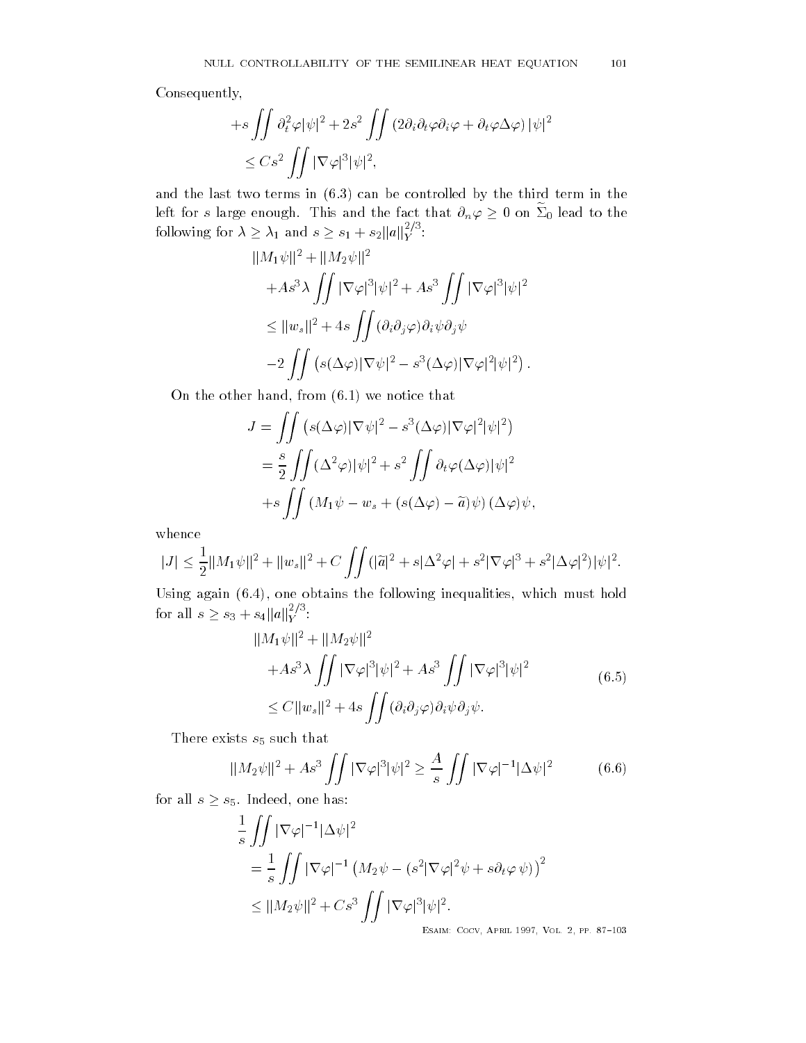Consequently,

$$+s \iint \partial_t^2 \varphi |\psi|^2 + 2s^2 \iint \left(2\partial_i \partial_t \varphi \partial_i \varphi + \partial_t \varphi \Delta \varphi\right) |\psi|^2$$
$$\leq C s^2 \iint |\nabla \varphi|^3 |\psi|^2,$$

and the last two terms in (6.3) can be controlled by the third term in the left for $s$ large enough. This and the fact that $\partial_n \varphi \geq 0$ on $\widetilde{\Sigma}_0$ lead to the following for $\lambda \geq \lambda_1$ and $s \geq s_1 + s_2 \|a\|_Y^{2/3}$:

$$\|M_1 \psi\|^2 + \|M_2 \psi\|^2$$
$$+ A s^3 \lambda \iint |\nabla \varphi|^3 |\psi|^2 + A s^3 \iint |\nabla \varphi|^3 |\psi|^2$$
$$\leq \|w_s\|^2 + 4s \iint (\partial_i \partial_j \varphi) \partial_i \psi \partial_j \psi$$
$$-2 \iint \left(s(\Delta \varphi) |\nabla \psi|^2 - s^3 (\Delta \varphi) |\nabla \varphi|^2 |\psi|^2\right).$$

On the other hand, from (6.1) we notice that

$$J = \iint \left(s(\Delta \varphi) |\nabla \psi|^2 - s^3 (\Delta \varphi) |\nabla \varphi|^2 |\psi|^2\right)$$
$$= \frac{s}{2} \iint (\Delta^2 \varphi) |\psi|^2 + s^2 \iint \partial_t \varphi (\Delta \varphi) |\psi|^2$$
$$+ s \iint \left(M_1 \psi - w_s + (s(\Delta \varphi) - \widetilde{a}) \psi\right) (\Delta \varphi) \psi,$$

whence

$$|J| \leq \frac{1}{2} \|M_1 \psi\|^2 + \|w_s\|^2 + C \iint (|\widetilde{a}|^2 + s|\Delta^2 \varphi| + s^2 |\nabla \varphi|^3 + s^2 |\Delta \varphi|^2) |\psi|^2.$$

Using again (6.4), one obtains the following inequalities, which must hold for all $s \geq s_3 + s_4 \|a\|_Y^{2/3}$:

$$\begin{aligned} &\|M_1 \psi\|^2 + \|M_2 \psi\|^2 \\ &\quad + A s^3 \lambda \iint |\nabla \varphi|^3 |\psi|^2 + A s^3 \iint |\nabla \varphi|^3 |\psi|^2 \\ &\quad \leq C \|w_s\|^2 + 4s \iint (\partial_i \partial_j \varphi) \partial_i \psi \partial_j \psi. \end{aligned} \tag{6.5}$$

There exists $s_5$ such that

$$\|M_2 \psi\|^2 + A s^3 \iint |\nabla \varphi|^3 |\psi|^2 \geq \frac{A}{s} \iint |\nabla \varphi|^{-1} |\Delta \psi|^2 \tag{6.6}$$

for all $s \geq s_5$. Indeed, one has:

$$\frac{1}{s} \iint |\nabla \varphi|^{-1} |\Delta \psi|^2$$
$$= \frac{1}{s} \iint |\nabla \varphi|^{-1} \left(M_2 \psi - (s^2 |\nabla \varphi|^2 \psi + s \partial_t \varphi \, \psi)\right)^2$$
$$\leq \|M_2 \psi\|^2 + C s^3 \iint |\nabla \varphi|^3 |\psi|^2.$$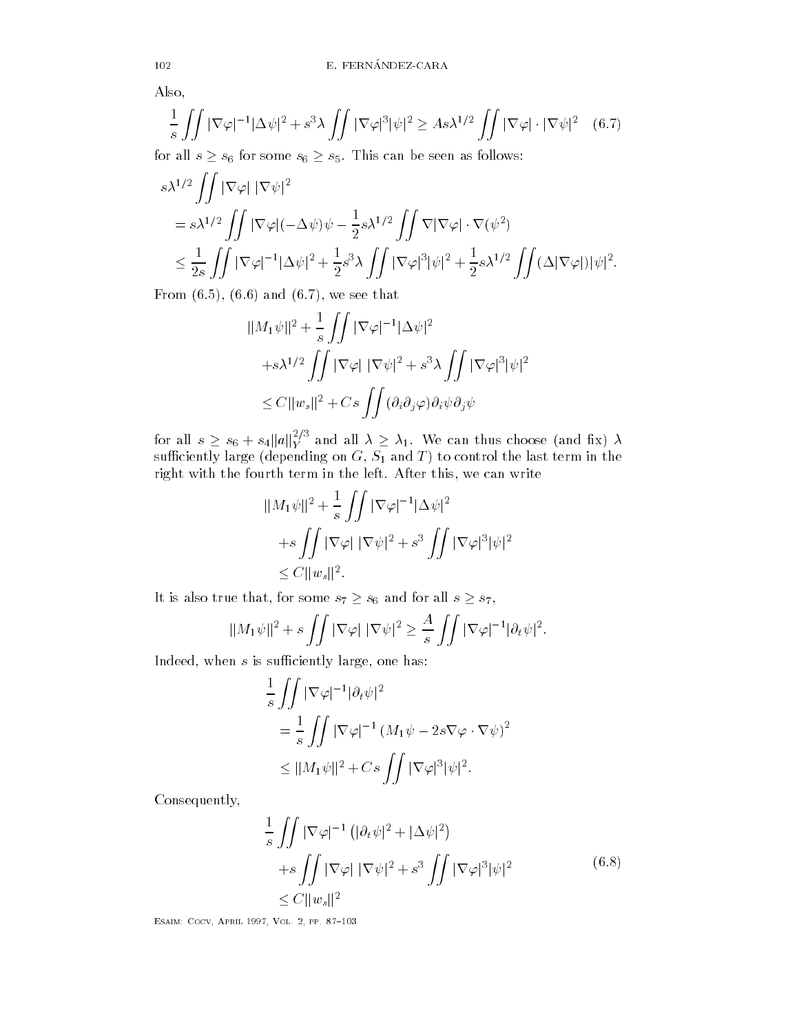Also,

$$\frac{1}{s}\iint |\nabla\varphi|^{-1}|\Delta\psi|^2 + s^3\lambda\iint |\nabla\varphi|^3|\psi|^2 \geq As\lambda^{1/2}\iint |\nabla\varphi|\cdot|\nabla\psi|^2 \quad (6.7)$$

for all $s \geq s_6$ for some $s_6 \geq s_5$. This can be seen as follows:

$$\begin{aligned}
s\lambda^{1/2}&\iint |\nabla\varphi|\,|\nabla\psi|^2 \\
&= s\lambda^{1/2}\iint |\nabla\varphi|(-\Delta\psi)\psi - \frac{1}{2}s\lambda^{1/2}\iint \nabla|\nabla\varphi|\cdot\nabla(\psi^2) \\
&\leq \frac{1}{2s}\iint |\nabla\varphi|^{-1}|\Delta\psi|^2 + \frac{1}{2}s^3\lambda\iint |\nabla\varphi|^3|\psi|^2 + \frac{1}{2}s\lambda^{1/2}\iint (\Delta|\nabla\varphi|)|\psi|^2.
\end{aligned}$$

From (6.5), (6.6) and (6.7), we see that

$$\begin{aligned}
&\|M_1\psi\|^2 + \frac{1}{s}\iint |\nabla\varphi|^{-1}|\Delta\psi|^2 \\
&+s\lambda^{1/2}\iint |\nabla\varphi|\,|\nabla\psi|^2 + s^3\lambda\iint |\nabla\varphi|^3|\psi|^2 \\
&\leq C\|w_s\|^2 + Cs\iint (\partial_i\partial_j\varphi)\partial_i\psi\partial_j\psi
\end{aligned}$$

for all $s \geq s_6 + s_4\|a\|_Y^{2/3}$ and all $\lambda \geq \lambda_1$. We can thus choose (and fix) $\lambda$ sufficiently large (depending on $G$, $S_1$ and $T$) to control the last term in the right with the fourth term in the left. After this, we can write

$$\begin{aligned}
&\|M_1\psi\|^2 + \frac{1}{s}\iint |\nabla\varphi|^{-1}|\Delta\psi|^2 \\
&+s\iint |\nabla\varphi|\,|\nabla\psi|^2 + s^3\iint |\nabla\varphi|^3|\psi|^2 \\
&\leq C\|w_s\|^2.
\end{aligned}$$

It is also true that, for some $s_7 \geq s_6$ and for all $s \geq s_7$,

$$\|M_1\psi\|^2 + s\iint |\nabla\varphi|\,|\nabla\psi|^2 \geq \frac{A}{s}\iint |\nabla\varphi|^{-1}|\partial_t\psi|^2.$$

Indeed, when $s$ is sufficiently large, one has:

$$\begin{aligned}
&\frac{1}{s}\iint |\nabla\varphi|^{-1}|\partial_t\psi|^2 \\
&= \frac{1}{s}\iint |\nabla\varphi|^{-1}\left(M_1\psi - 2s\nabla\varphi\cdot\nabla\psi\right)^2 \\
&\leq \|M_1\psi\|^2 + Cs\iint |\nabla\varphi|^3|\psi|^2.
\end{aligned}$$

Consequently,

$$\begin{aligned}
&\frac{1}{s}\iint |\nabla\varphi|^{-1}\left(|\partial_t\psi|^2 + |\Delta\psi|^2\right) \\
&+s\iint |\nabla\varphi|\,|\nabla\psi|^2 + s^3\iint |\nabla\varphi|^3|\psi|^2 \\
&\leq C\|w_s\|^2
\end{aligned} \quad (6.8)$$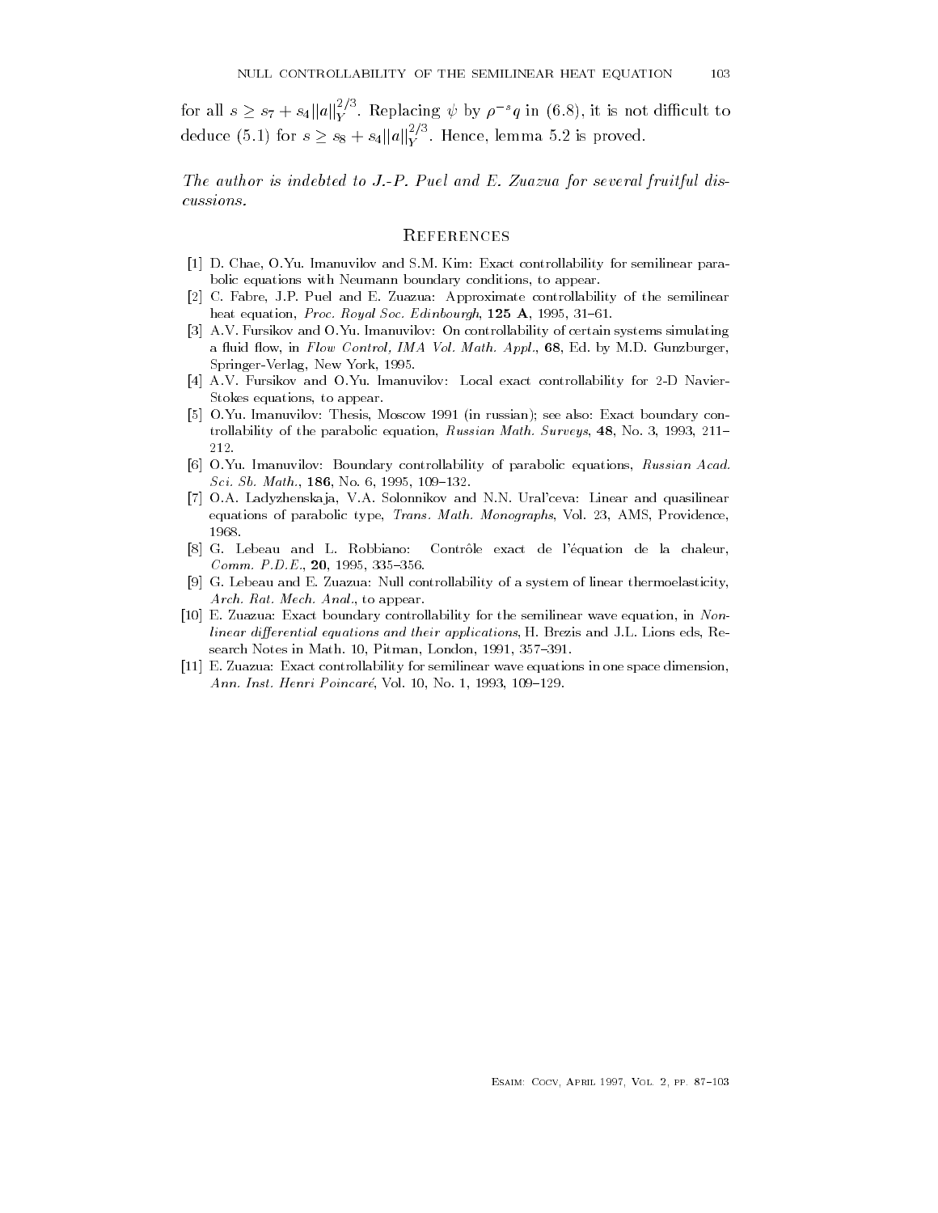for all $s \geq s_7 + s_4 \|a\|_Y^{2/3}$. Replacing $\psi$ by $\rho^{-s} q$ in (6.8), it is not difficult to deduce (5.1) for $s \geq s_8 + s_4 \|a\|_Y^{2/3}$. Hence, lemma 5.2 is proved.

*The author is indebted to J.-P. Puel and E. Zuazua for several fruitful discussions.*

## References

[1] D. Chae, O.Yu. Imanuvilov and S.M. Kim: Exact controllability for semilinear parabolic equations with Neumann boundary conditions, to appear.

[2] C. Fabre, J.P. Puel and E. Zuazua: Approximate controllability of the semilinear heat equation, *Proc. Royal Soc. Edinbourgh*, **125 A**, 1995, 31–61.

[3] A.V. Fursikov and O.Yu. Imanuvilov: On controllability of certain systems simulating a fluid flow, in *Flow Control, IMA Vol. Math. Appl.*, **68**, Ed. by M.D. Gunzburger, Springer-Verlag, New York, 1995.

[4] A.V. Fursikov and O.Yu. Imanuvilov: Local exact controllability for 2-D Navier-Stokes equations, to appear.

[5] O.Yu. Imanuvilov: Thesis, Moscow 1991 (in russian); see also: Exact boundary controllability of the parabolic equation, *Russian Math. Surveys*, **48**, No. 3, 1993, 211–212.

[6] O.Yu. Imanuvilov: Boundary controllability of parabolic equations, *Russian Acad. Sci. Sb. Math.*, **186**, No. 6, 1995, 109–132.

[7] O.A. Ladyzhenskaja, V.A. Solonnikov and N.N. Ural'ceva: Linear and quasilinear equations of parabolic type, *Trans. Math. Monographs*, Vol. 23, AMS, Providence, 1968.

[8] G. Lebeau and L. Robbiano: Contrôle exact de l'équation de la chaleur, *Comm. P.D.E.*, **20**, 1995, 335–356.

[9] G. Lebeau and E. Zuazua: Null controllability of a system of linear thermoelasticity, *Arch. Rat. Mech. Anal.*, to appear.

[10] E. Zuazua: Exact boundary controllability for the semilinear wave equation, in *Nonlinear differential equations and their applications*, H. Brezis and J.L. Lions eds, Research Notes in Math. 10, Pitman, London, 1991, 357–391.

[11] E. Zuazua: Exact controllability for semilinear wave equations in one space dimension, *Ann. Inst. Henri Poincaré*, Vol. 10, No. 1, 1993, 109–129.